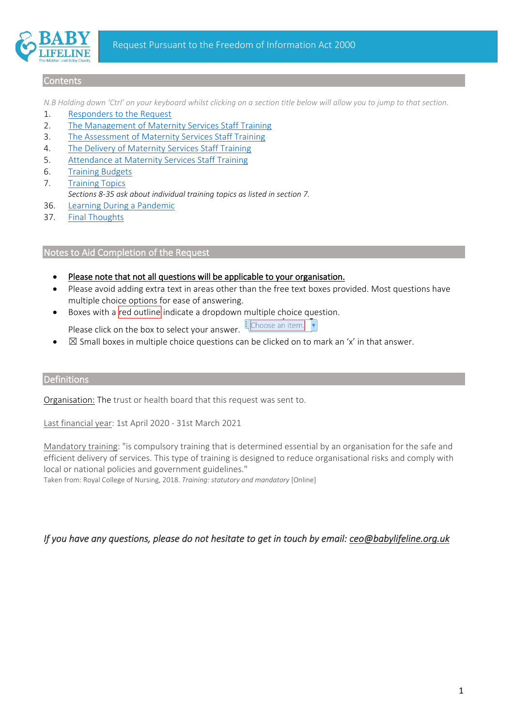# Request Pursuant to the Freedom of Information Act 2000

## Contents

*N.B Holding down 'Ctrl' on your keyboard whilst clicking on a section title below will allow you to jump to that section.*

1. Responders to the Request
2. The Management of Maternity Services Staff Training
3. The Assessment of Maternity Services Staff Training
4. The Delivery of Maternity Services Staff Training
5. Attendance at Maternity Services Staff Training
6. Training Budgets
7. Training Topics

   *Sections 8-35 ask about individual training topics as listed in section 7.*

36. Learning During a Pandemic
37. Final Thoughts

## Notes to Aid Completion of the Request

- Please note that not all questions will be applicable to your organisation.
- Please avoid adding extra text in areas other than the free text boxes provided. Most questions have multiple choice options for ease of answering.
- Boxes with a red outline indicate a dropdown multiple choice question.

  Please click on the box to select your answer. Choose an item.
- ☒ Small boxes in multiple choice questions can be clicked on to mark an 'x' in that answer.

## Definitions

Organisation: The trust or health board that this request was sent to.

Last financial year: 1st April 2020 - 31st March 2021

Mandatory training: "is compulsory training that is determined essential by an organisation for the safe and efficient delivery of services. This type of training is designed to reduce organisational risks and comply with local or national policies and government guidelines."

Taken from: Royal College of Nursing, 2018. *Training: statutory and mandatory* [Online]

*If you have any questions, please do not hesitate to get in touch by email: ceo@babylifeline.org.uk*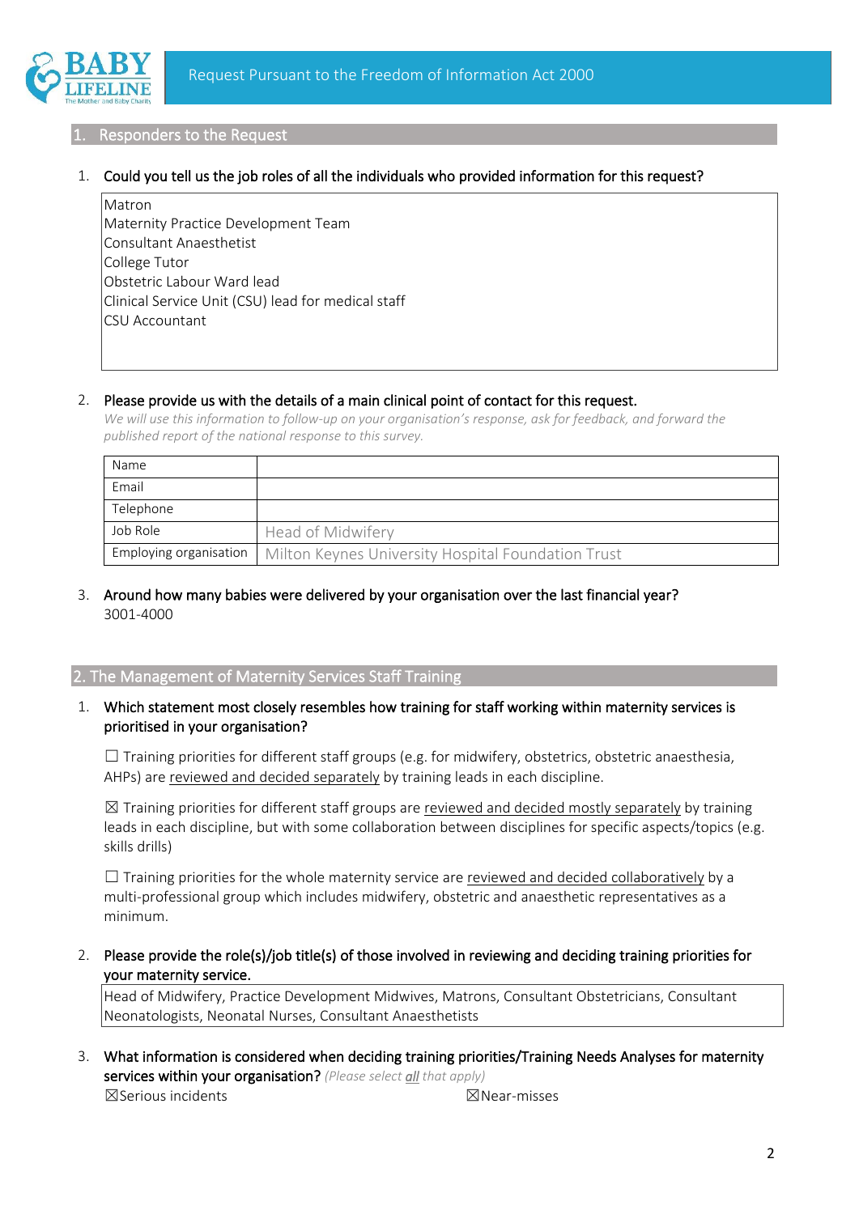## 1. Responders to the Request

1. **Could you tell us the job roles of all the individuals who provided information for this request?**

Matron
Maternity Practice Development Team
Consultant Anaesthetist
College Tutor
Obstetric Labour Ward lead
Clinical Service Unit (CSU) lead for medical staff
CSU Accountant

2. **Please provide us with the details of a main clinical point of contact for this request.**
*We will use this information to follow-up on your organisation's response, ask for feedback, and forward the published report of the national response to this survey.*

| Name | |
|---|---|
| Email | |
| Telephone | |
| Job Role | Head of Midwifery |
| Employing organisation | Milton Keynes University Hospital Foundation Trust |

3. **Around how many babies were delivered by your organisation over the last financial year?**
3001-4000

## 2. The Management of Maternity Services Staff Training

1. **Which statement most closely resembles how training for staff working within maternity services is prioritised in your organisation?**

☐ Training priorities for different staff groups (e.g. for midwifery, obstetrics, obstetric anaesthesia, AHPs) are reviewed and decided separately by training leads in each discipline.

☒ Training priorities for different staff groups are reviewed and decided mostly separately by training leads in each discipline, but with some collaboration between disciplines for specific aspects/topics (e.g. skills drills)

☐ Training priorities for the whole maternity service are reviewed and decided collaboratively by a multi-professional group which includes midwifery, obstetric and anaesthetic representatives as a minimum.

2. **Please provide the role(s)/job title(s) of those involved in reviewing and deciding training priorities for your maternity service.**

Head of Midwifery, Practice Development Midwives, Matrons, Consultant Obstetricians, Consultant Neonatologists, Neonatal Nurses, Consultant Anaesthetists

3. **What information is considered when deciding training priorities/Training Needs Analyses for maternity services within your organisation?** *(Please select **all** that apply)*

☒Serious incidents

☒Near-misses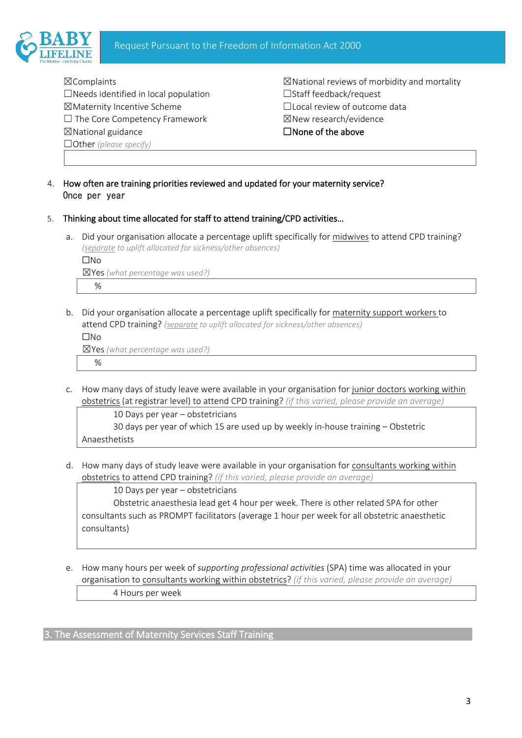☒Complaints
☐Needs identified in local population
☒Maternity Incentive Scheme
☐ The Core Competency Framework
☒National guidance
☐Other *(please specify)*

☒National reviews of morbidity and mortality
☐Staff feedback/request
☐Local review of outcome data
☒New research/evidence
☐**None of the above**

4. **How often are training priorities reviewed and updated for your maternity service?**
   Once per year

5. **Thinking about time allocated for staff to attend training/CPD activities…**

   a. Did your organisation allocate a percentage uplift specifically for midwives to attend CPD training? *(separate to uplift allocated for sickness/other absences)*
   ☐No
   ☒Yes *(what percentage was used?)*
   %

   b. Did your organisation allocate a percentage uplift specifically for maternity support workers to attend CPD training? *(separate to uplift allocated for sickness/other absences)*
   ☐No
   ☒Yes *(what percentage was used?)*
   %

   c. How many days of study leave were available in your organisation for junior doctors working within obstetrics (at registrar level) to attend CPD training? *(if this varied, please provide an average)*
   10 Days per year – obstetricians
   30 days per year of which 15 are used up by weekly in-house training – Obstetric Anaesthetists

   d. How many days of study leave were available in your organisation for consultants working within obstetrics to attend CPD training? *(if this varied, please provide an average)*
   10 Days per year – obstetricians
   Obstetric anaesthesia lead get 4 hour per week. There is other related SPA for other consultants such as PROMPT facilitators (average 1 hour per week for all obstetric anaesthetic consultants)

   e. How many hours per week of *supporting professional activities* (SPA) time was allocated in your organisation to consultants working within obstetrics? *(if this varied, please provide an average)*
   4 Hours per week

## 3. The Assessment of Maternity Services Staff Training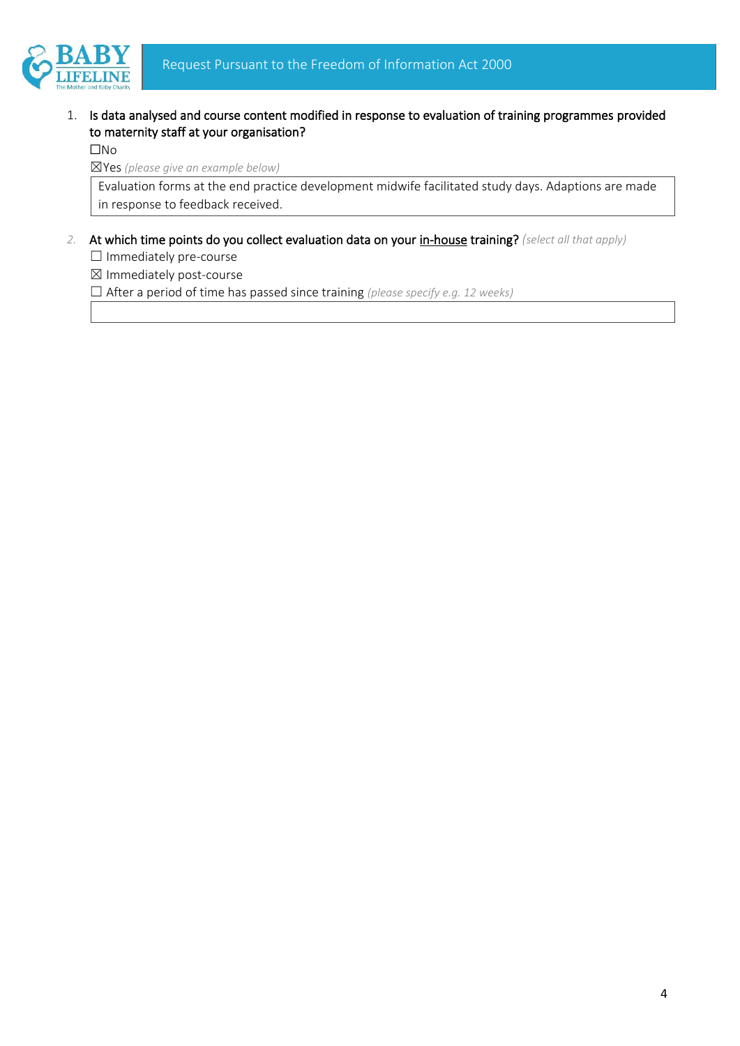1. **Is data analysed and course content modified in response to evaluation of training programmes provided to maternity staff at your organisation?**

   ☐No

   ☒Yes *(please give an example below)*

   | Evaluation forms at the end practice development midwife facilitated study days. Adaptions are made in response to feedback received. |
   |---|

2. **At which time points do you collect evaluation data on your <u>in-house</u> training?** *(select all that apply)*

   ☐ Immediately pre-course

   ☒ Immediately post-course

   ☐ After a period of time has passed since training *(please specify e.g. 12 weeks)*

   | |
   |---|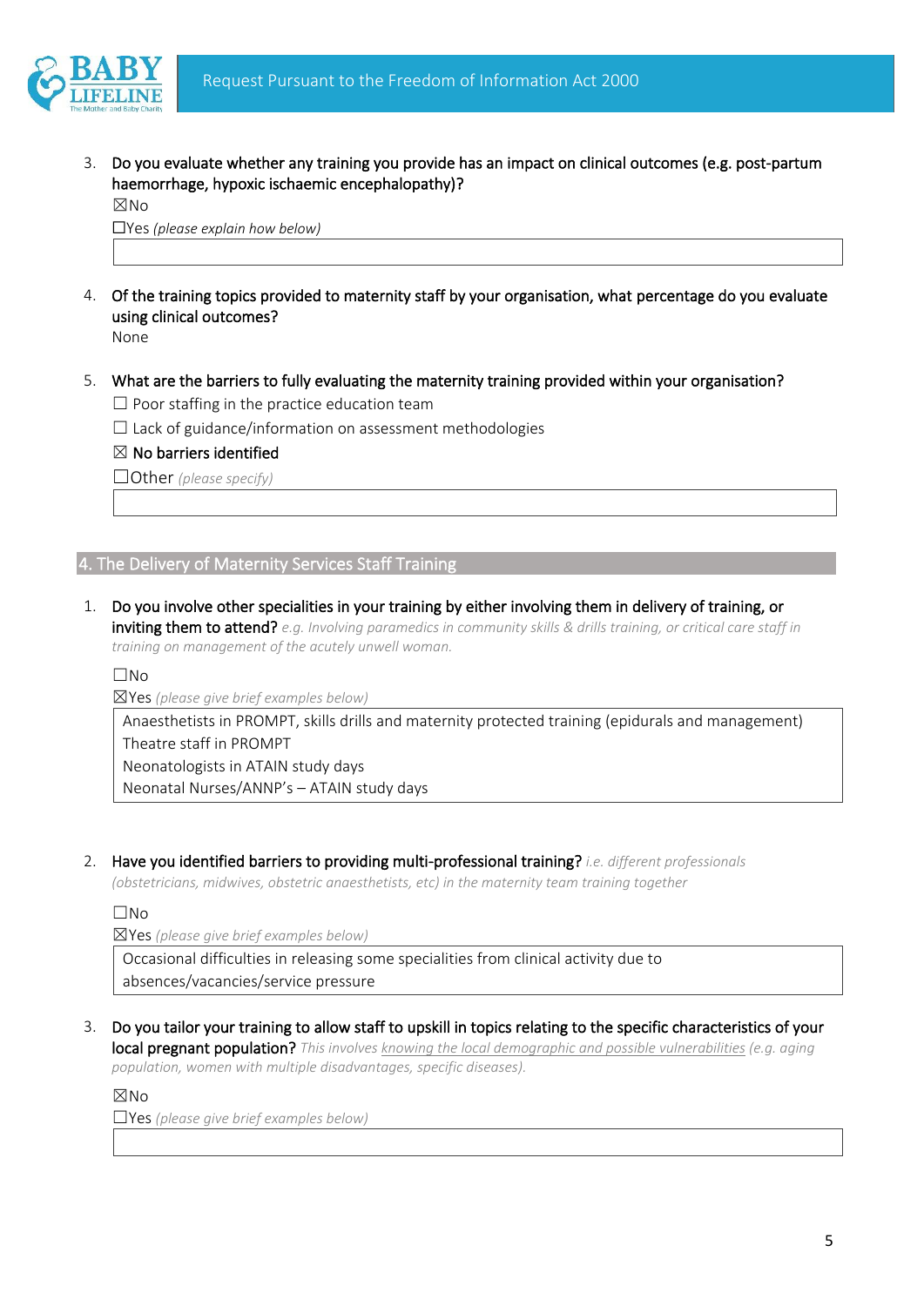3. **Do you evaluate whether any training you provide has an impact on clinical outcomes (e.g. post-partum haemorrhage, hypoxic ischaemic encephalopathy)?**

   ☒No

   ☐Yes *(please explain how below)*

4. **Of the training topics provided to maternity staff by your organisation, what percentage do you evaluate using clinical outcomes?**

   None

5. **What are the barriers to fully evaluating the maternity training provided within your organisation?**

   ☐ Poor staffing in the practice education team

   ☐ Lack of guidance/information on assessment methodologies

   ☒ No barriers identified

   ☐Other *(please specify)*

## 4. The Delivery of Maternity Services Staff Training

1. **Do you involve other specialities in your training by either involving them in delivery of training, or inviting them to attend?** *e.g. Involving paramedics in community skills & drills training, or critical care staff in training on management of the acutely unwell woman.*

   ☐No

   ☒Yes *(please give brief examples below)*

   Anaesthetists in PROMPT, skills drills and maternity protected training (epidurals and management)
   Theatre staff in PROMPT
   Neonatologists in ATAIN study days
   Neonatal Nurses/ANNP's – ATAIN study days

2. **Have you identified barriers to providing multi-professional training?** *i.e. different professionals (obstetricians, midwives, obstetric anaesthetists, etc) in the maternity team training together*

   ☐No

   ☒Yes *(please give brief examples below)*

   Occasional difficulties in releasing some specialities from clinical activity due to absences/vacancies/service pressure

3. **Do you tailor your training to allow staff to upskill in topics relating to the specific characteristics of your local pregnant population?** *This involves knowing the local demographic and possible vulnerabilities (e.g. aging population, women with multiple disadvantages, specific diseases).*

   ☒No

   ☐Yes *(please give brief examples below)*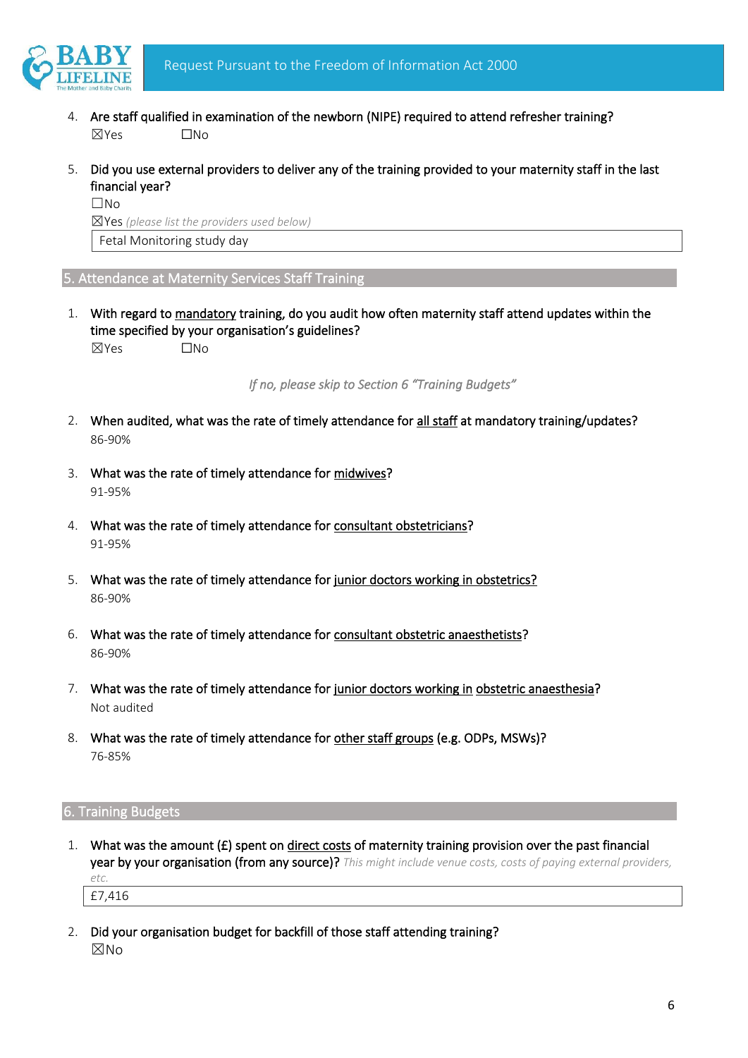4. Are staff qualified in examination of the newborn (NIPE) required to attend refresher training?
   ☒Yes ☐No

5. Did you use external providers to deliver any of the training provided to your maternity staff in the last financial year?
   ☐No
   ☒Yes *(please list the providers used below)*

   Fetal Monitoring study day

## 5. Attendance at Maternity Services Staff Training

1. With regard to mandatory training, do you audit how often maternity staff attend updates within the time specified by your organisation's guidelines?
   ☒Yes ☐No

   *If no, please skip to Section 6 "Training Budgets"*

2. When audited, what was the rate of timely attendance for all staff at mandatory training/updates?
   86-90%

3. What was the rate of timely attendance for midwives?
   91-95%

4. What was the rate of timely attendance for consultant obstetricians?
   91-95%

5. What was the rate of timely attendance for junior doctors working in obstetrics?
   86-90%

6. What was the rate of timely attendance for consultant obstetric anaesthetists?
   86-90%

7. What was the rate of timely attendance for junior doctors working in obstetric anaesthesia?
   Not audited

8. What was the rate of timely attendance for other staff groups (e.g. ODPs, MSWs)?
   76-85%

## 6. Training Budgets

1. What was the amount (£) spent on direct costs of maternity training provision over the past financial year by your organisation (from any source)? *This might include venue costs, costs of paying external providers, etc.*

   £7,416

2. Did your organisation budget for backfill of those staff attending training?
   ☒No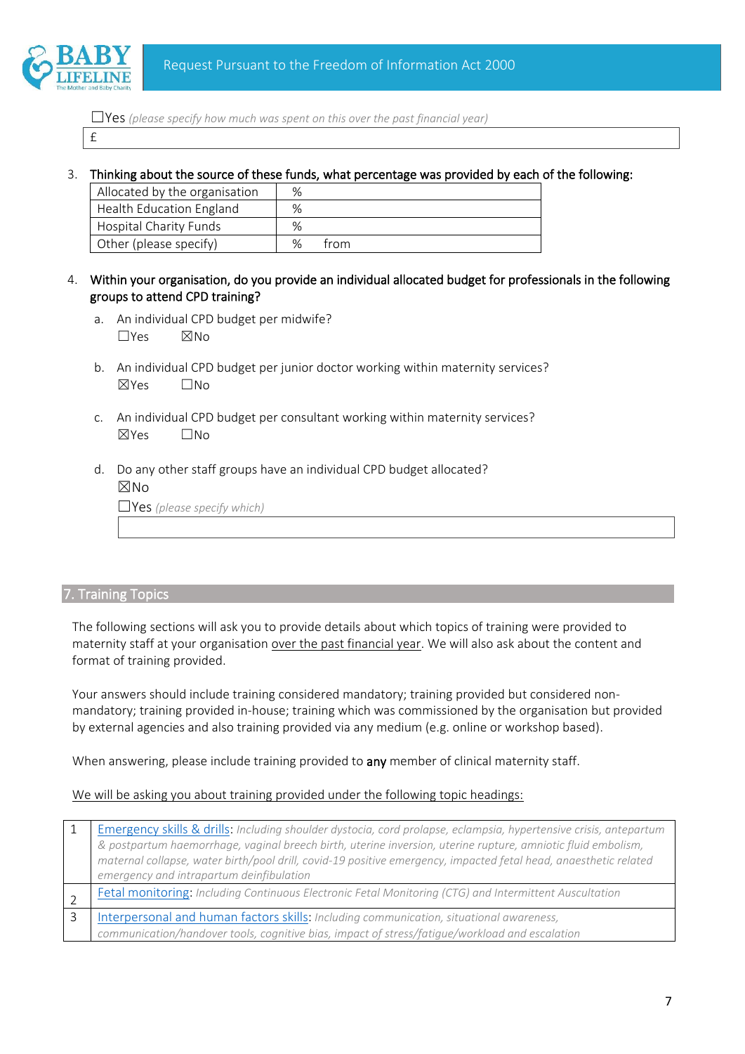☐Yes *(please specify how much was spent on this over the past financial year)*

| £ |
|---|

3. **Thinking about the source of these funds, what percentage was provided by each of the following:**

| | |
|---|---|
| Allocated by the organisation | % |
| Health Education England | % |
| Hospital Charity Funds | % |
| Other (please specify) | % from |

4. **Within your organisation, do you provide an individual allocated budget for professionals in the following groups to attend CPD training?**

   a. An individual CPD budget per midwife?
   ☐Yes ☒No

   b. An individual CPD budget per junior doctor working within maternity services?
   ☒Yes ☐No

   c. An individual CPD budget per consultant working within maternity services?
   ☒Yes ☐No

   d. Do any other staff groups have an individual CPD budget allocated?
   ☒No
   ☐Yes *(please specify which)*

| |
|---|

## 7. Training Topics

The following sections will ask you to provide details about which topics of training were provided to maternity staff at your organisation over the past financial year. We will also ask about the content and format of training provided.

Your answers should include training considered mandatory; training provided but considered non-mandatory; training provided in-house; training which was commissioned by the organisation but provided by external agencies and also training provided via any medium (e.g. online or workshop based).

When answering, please include training provided to **any** member of clinical maternity staff.

We will be asking you about training provided under the following topic headings:

| | |
|---|---|
| 1 | Emergency skills & drills: *Including shoulder dystocia, cord prolapse, eclampsia, hypertensive crisis, antepartum & postpartum haemorrhage, vaginal breech birth, uterine inversion, uterine rupture, amniotic fluid embolism, maternal collapse, water birth/pool drill, covid-19 positive emergency, impacted fetal head, anaesthetic related emergency and intrapartum deinfibulation* |
| 2 | Fetal monitoring: *Including Continuous Electronic Fetal Monitoring (CTG) and Intermittent Auscultation* |
| 3 | Interpersonal and human factors skills: *Including communication, situational awareness, communication/handover tools, cognitive bias, impact of stress/fatigue/workload and escalation* |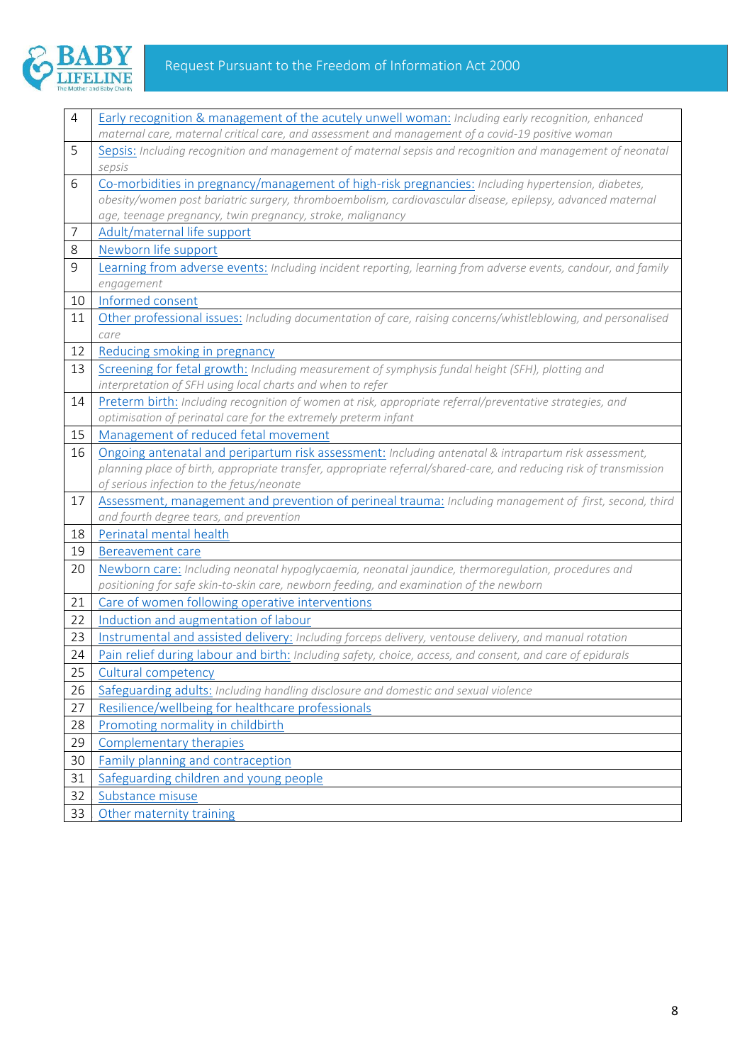| | |
|---|---|
| 4 | Early recognition & management of the acutely unwell woman: *Including early recognition, enhanced maternal care, maternal critical care, and assessment and management of a covid-19 positive woman* |
| 5 | Sepsis: *Including recognition and management of maternal sepsis and recognition and management of neonatal sepsis* |
| 6 | Co-morbidities in pregnancy/management of high-risk pregnancies: *Including hypertension, diabetes, obesity/women post bariatric surgery, thromboembolism, cardiovascular disease, epilepsy, advanced maternal age, teenage pregnancy, twin pregnancy, stroke, malignancy* |
| 7 | Adult/maternal life support |
| 8 | Newborn life support |
| 9 | Learning from adverse events: *Including incident reporting, learning from adverse events, candour, and family engagement* |
| 10 | Informed consent |
| 11 | Other professional issues: *Including documentation of care, raising concerns/whistleblowing, and personalised care* |
| 12 | Reducing smoking in pregnancy |
| 13 | Screening for fetal growth: *Including measurement of symphysis fundal height (SFH), plotting and interpretation of SFH using local charts and when to refer* |
| 14 | Preterm birth: *Including recognition of women at risk, appropriate referral/preventative strategies, and optimisation of perinatal care for the extremely preterm infant* |
| 15 | Management of reduced fetal movement |
| 16 | Ongoing antenatal and peripartum risk assessment: *Including antenatal & intrapartum risk assessment, planning place of birth, appropriate transfer, appropriate referral/shared-care, and reducing risk of transmission of serious infection to the fetus/neonate* |
| 17 | Assessment, management and prevention of perineal trauma: *Including management of first, second, third and fourth degree tears, and prevention* |
| 18 | Perinatal mental health |
| 19 | Bereavement care |
| 20 | Newborn care: *Including neonatal hypoglycaemia, neonatal jaundice, thermoregulation, procedures and positioning for safe skin-to-skin care, newborn feeding, and examination of the newborn* |
| 21 | Care of women following operative interventions |
| 22 | Induction and augmentation of labour |
| 23 | Instrumental and assisted delivery: *Including forceps delivery, ventouse delivery, and manual rotation* |
| 24 | Pain relief during labour and birth: *Including safety, choice, access, and consent, and care of epidurals* |
| 25 | Cultural competency |
| 26 | Safeguarding adults: *Including handling disclosure and domestic and sexual violence* |
| 27 | Resilience/wellbeing for healthcare professionals |
| 28 | Promoting normality in childbirth |
| 29 | Complementary therapies |
| 30 | Family planning and contraception |
| 31 | Safeguarding children and young people |
| 32 | Substance misuse |
| 33 | Other maternity training |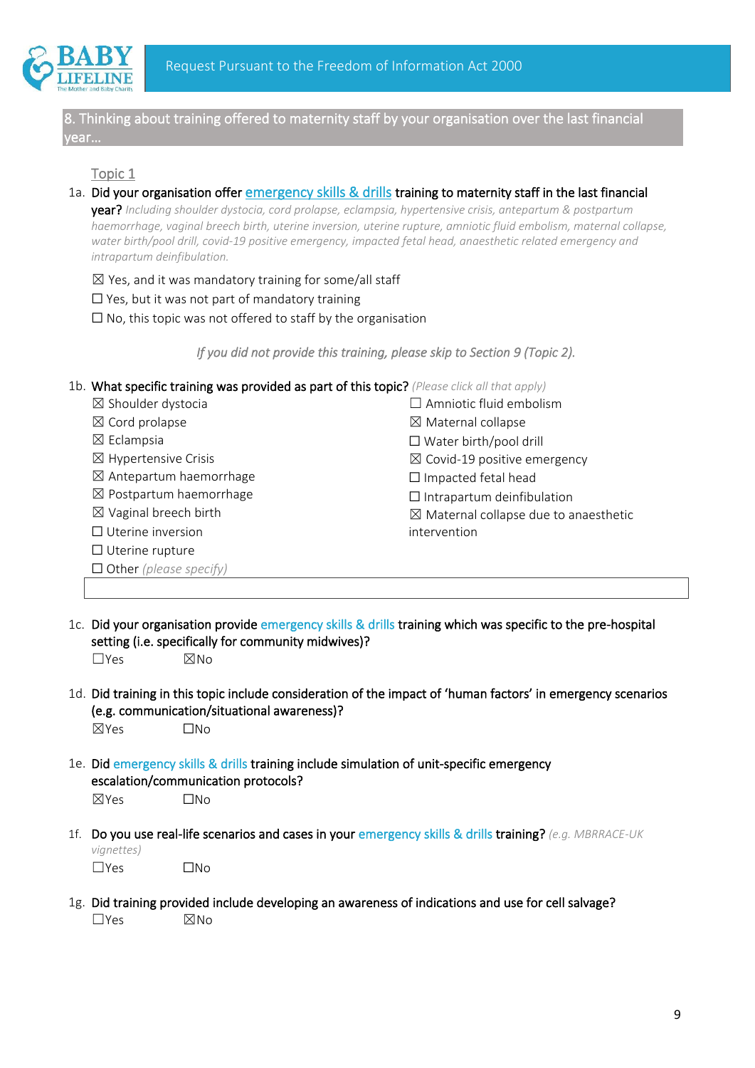## 8. Thinking about training offered to maternity staff by your organisation over the last financial year…

Topic 1

1a. **Did your organisation offer emergency skills & drills training to maternity staff in the last financial year?** *Including shoulder dystocia, cord prolapse, eclampsia, hypertensive crisis, antepartum & postpartum haemorrhage, vaginal breech birth, uterine inversion, uterine rupture, amniotic fluid embolism, maternal collapse, water birth/pool drill, covid-19 positive emergency, impacted fetal head, anaesthetic related emergency and intrapartum deinfibulation.*

☒ Yes, and it was mandatory training for some/all staff
☐ Yes, but it was not part of mandatory training
☐ No, this topic was not offered to staff by the organisation

*If you did not provide this training, please skip to Section 9 (Topic 2).*

1b. **What specific training was provided as part of this topic?** *(Please click all that apply)*

☒ Shoulder dystocia
☒ Cord prolapse
☒ Eclampsia
☒ Hypertensive Crisis
☒ Antepartum haemorrhage
☒ Postpartum haemorrhage
☒ Vaginal breech birth
☐ Uterine inversion
☐ Uterine rupture
☐ Amniotic fluid embolism
☒ Maternal collapse
☐ Water birth/pool drill
☒ Covid-19 positive emergency
☐ Impacted fetal head
☐ Intrapartum deinfibulation
☒ Maternal collapse due to anaesthetic intervention
☐ Other *(please specify)*

1c. **Did your organisation provide emergency skills & drills training which was specific to the pre-hospital setting (i.e. specifically for community midwives)?**

☐Yes ☒No

1d. **Did training in this topic include consideration of the impact of 'human factors' in emergency scenarios (e.g. communication/situational awareness)?**

☒Yes ☐No

1e. **Did emergency skills & drills training include simulation of unit-specific emergency escalation/communication protocols?**

☒Yes ☐No

1f. **Do you use real-life scenarios and cases in your emergency skills & drills training?** *(e.g. MBRRACE-UK vignettes)*

☐Yes ☐No

1g. **Did training provided include developing an awareness of indications and use for cell salvage?**

☐Yes ☒No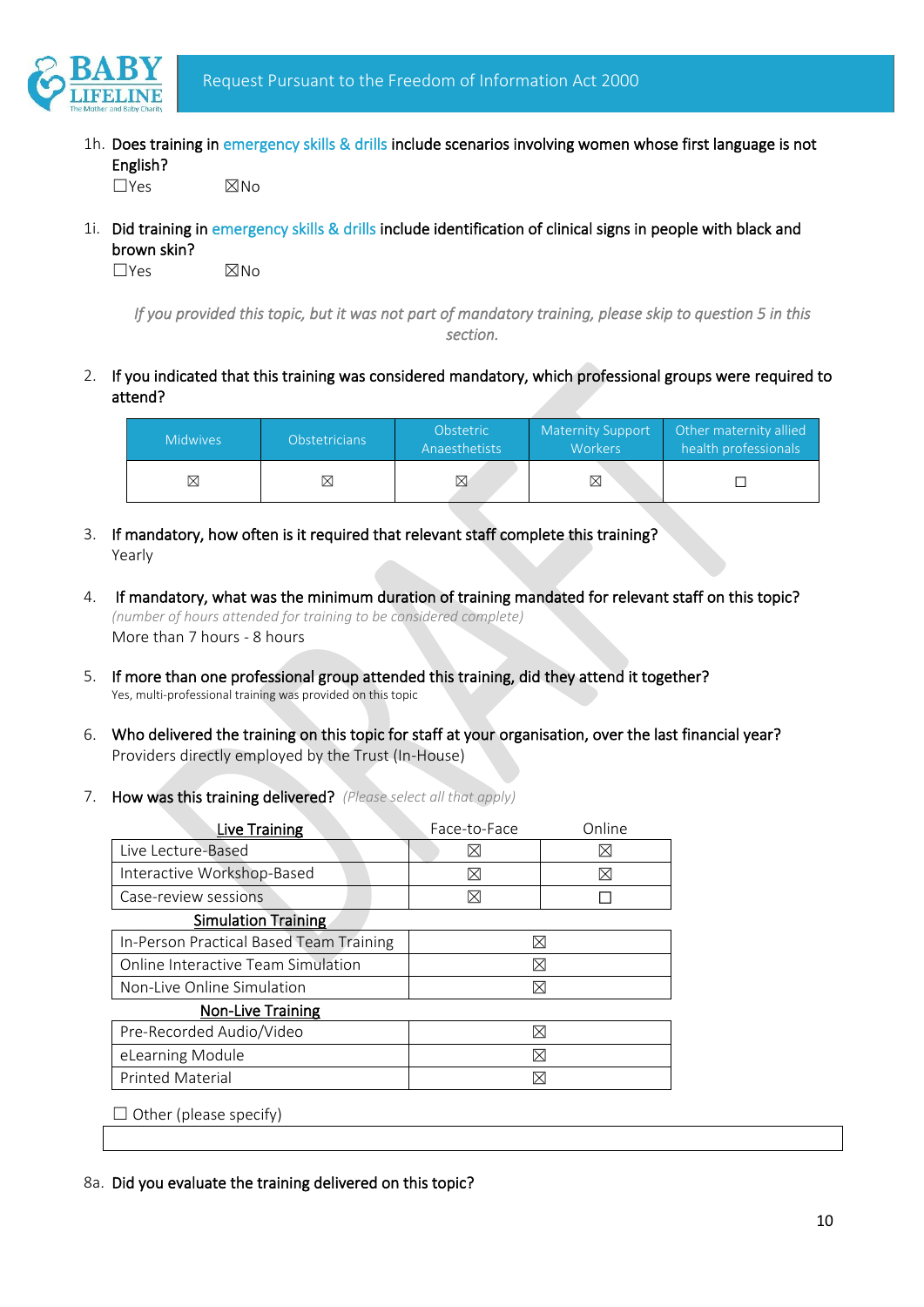1h. Does training in emergency skills & drills include scenarios involving women whose first language is not English?
☐Yes ☒No

1i. Did training in emergency skills & drills include identification of clinical signs in people with black and brown skin?
☐Yes ☒No

*If you provided this topic, but it was not part of mandatory training, please skip to question 5 in this section.*

2. If you indicated that this training was considered mandatory, which professional groups were required to attend?

| Midwives | Obstetricians | Obstetric Anaesthetists | Maternity Support Workers | Other maternity allied health professionals |
|---|---|---|---|---|
| ☒ | ☒ | ☒ | ☒ | ☐ |

3. If mandatory, how often is it required that relevant staff complete this training?
Yearly

4. If mandatory, what was the minimum duration of training mandated for relevant staff on this topic?
*(number of hours attended for training to be considered complete)*
More than 7 hours - 8 hours

5. If more than one professional group attended this training, did they attend it together?
Yes, multi-professional training was provided on this topic

6. Who delivered the training on this topic for staff at your organisation, over the last financial year?
Providers directly employed by the Trust (In-House)

7. How was this training delivered? *(Please select all that apply)*

| Live Training | Face-to-Face | Online |
|---|---|---|
| Live Lecture-Based | ☒ | ☒ |
| Interactive Workshop-Based | ☒ | ☒ |
| Case-review sessions | ☒ | ☐ |
| **Simulation Training** | | |
| In-Person Practical Based Team Training | ☒ | |
| Online Interactive Team Simulation | ☒ | |
| Non-Live Online Simulation | ☒ | |
| **Non-Live Training** | | |
| Pre-Recorded Audio/Video | ☒ | |
| eLearning Module | ☒ | |
| Printed Material | ☒ | |

☐ Other (please specify)

8a. Did you evaluate the training delivered on this topic?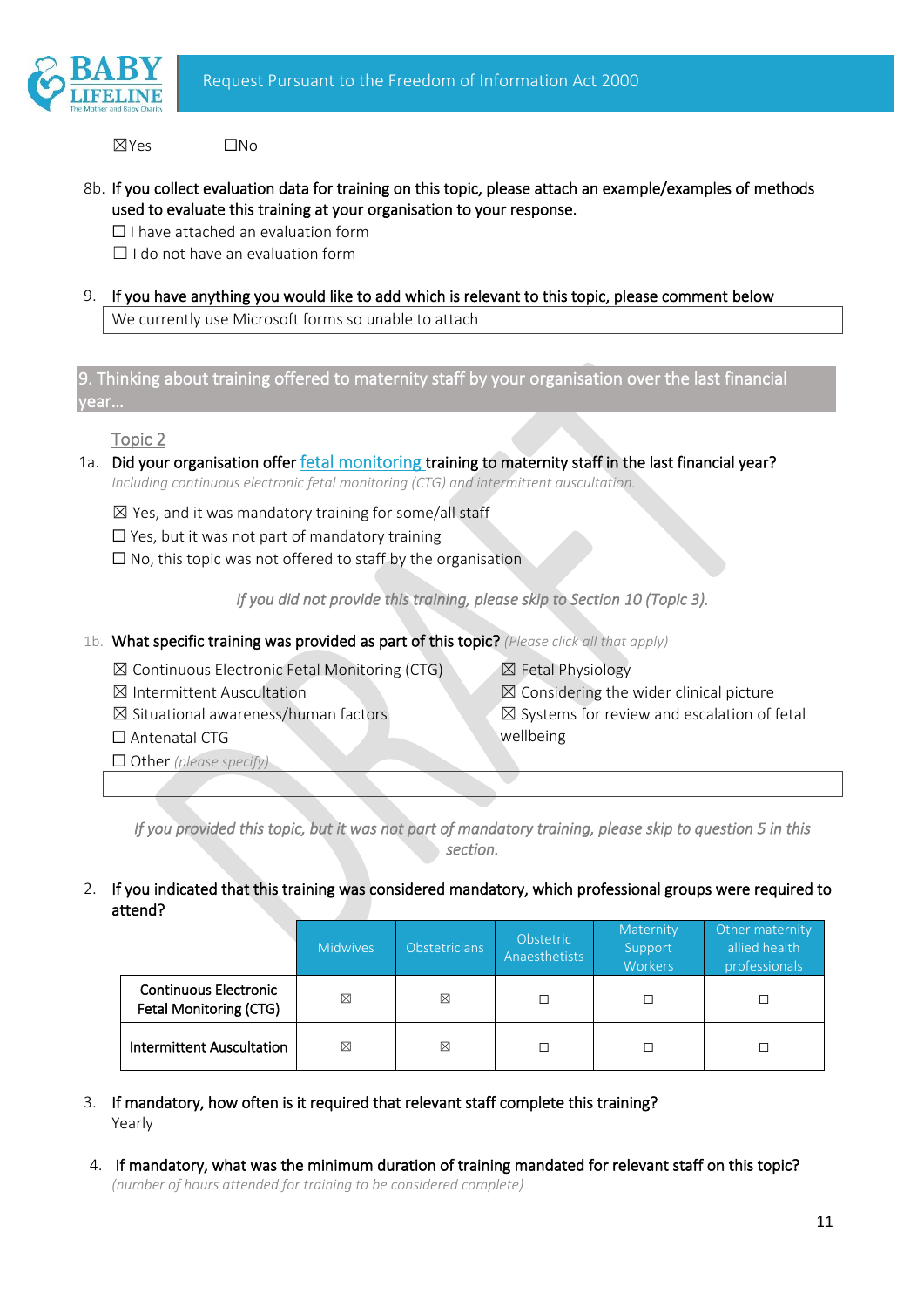☒Yes ☐No

8b. If you collect evaluation data for training on this topic, please attach an example/examples of methods used to evaluate this training at your organisation to your response.

☐ I have attached an evaluation form
☐ I do not have an evaluation form

9. If you have anything you would like to add which is relevant to this topic, please comment below

| We currently use Microsoft forms so unable to attach |
|---|

## 9. Thinking about training offered to maternity staff by your organisation over the last financial year…

Topic 2

1a. Did your organisation offer fetal monitoring training to maternity staff in the last financial year?
*Including continuous electronic fetal monitoring (CTG) and intermittent auscultation.*

☒ Yes, and it was mandatory training for some/all staff
☐ Yes, but it was not part of mandatory training
☐ No, this topic was not offered to staff by the organisation

*If you did not provide this training, please skip to Section 10 (Topic 3).*

1b. What specific training was provided as part of this topic? *(Please click all that apply)*

☒ Continuous Electronic Fetal Monitoring (CTG)
☒ Intermittent Auscultation
☒ Situational awareness/human factors
☐ Antenatal CTG
☐ Other *(please specify)*
☒ Fetal Physiology
☒ Considering the wider clinical picture
☒ Systems for review and escalation of fetal wellbeing

*If you provided this topic, but it was not part of mandatory training, please skip to question 5 in this section.*

2. If you indicated that this training was considered mandatory, which professional groups were required to attend?

| | Midwives | Obstetricians | Obstetric Anaesthetists | Maternity Support Workers | Other maternity allied health professionals |
|---|---|---|---|---|---|
| Continuous Electronic Fetal Monitoring (CTG) | ☒ | ☒ | ☐ | ☐ | ☐ |
| Intermittent Auscultation | ☒ | ☒ | ☐ | ☐ | ☐ |

3. If mandatory, how often is it required that relevant staff complete this training?
Yearly

4. If mandatory, what was the minimum duration of training mandated for relevant staff on this topic?
*(number of hours attended for training to be considered complete)*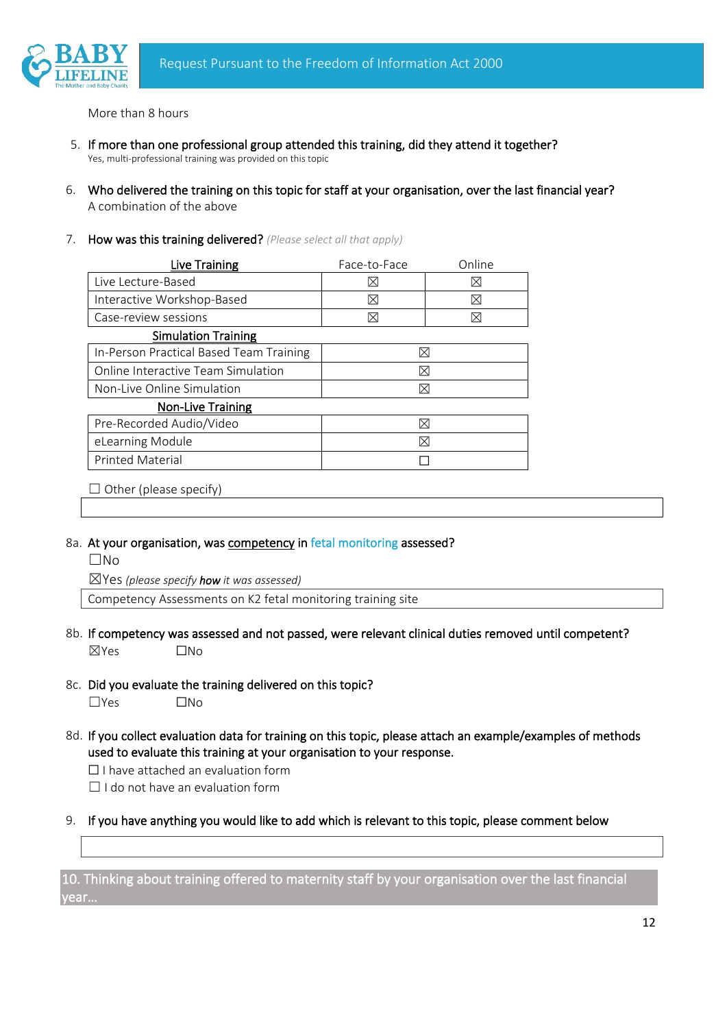More than 8 hours

5. **If more than one professional group attended this training, did they attend it together?**
   Yes, multi-professional training was provided on this topic

6. **Who delivered the training on this topic for staff at your organisation, over the last financial year?**
   A combination of the above

7. **How was this training delivered?** *(Please select all that apply)*

| <u>**Live Training**</u> | Face-to-Face | Online |
|---|---|---|
| Live Lecture-Based | ☒ | ☒ |
| Interactive Workshop-Based | ☒ | ☒ |
| Case-review sessions | ☒ | ☒ |
| <u>**Simulation Training**</u> | | |
| In-Person Practical Based Team Training | ☒ | |
| Online Interactive Team Simulation | ☒ | |
| Non-Live Online Simulation | ☒ | |
| <u>**Non-Live Training**</u> | | |
| Pre-Recorded Audio/Video | ☒ | |
| eLearning Module | ☒ | |
| Printed Material | ☐ | |

☐ Other (please specify)

8a. **At your organisation, was <u>competency</u> in fetal monitoring assessed?**
☐No
☒Yes *(please specify **how** it was assessed)*
Competency Assessments on K2 fetal monitoring training site

8b. **If competency was assessed and not passed, were relevant clinical duties removed until competent?**
☒Yes ☐No

8c. **Did you evaluate the training delivered on this topic?**
☐Yes ☐No

8d. **If you collect evaluation data for training on this topic, please attach an example/examples of methods used to evaluate this training at your organisation to your response.**
☐ I have attached an evaluation form
☐ I do not have an evaluation form

9. **If you have anything you would like to add which is relevant to this topic, please comment below**

**10. Thinking about training offered to maternity staff by your organisation over the last financial year…**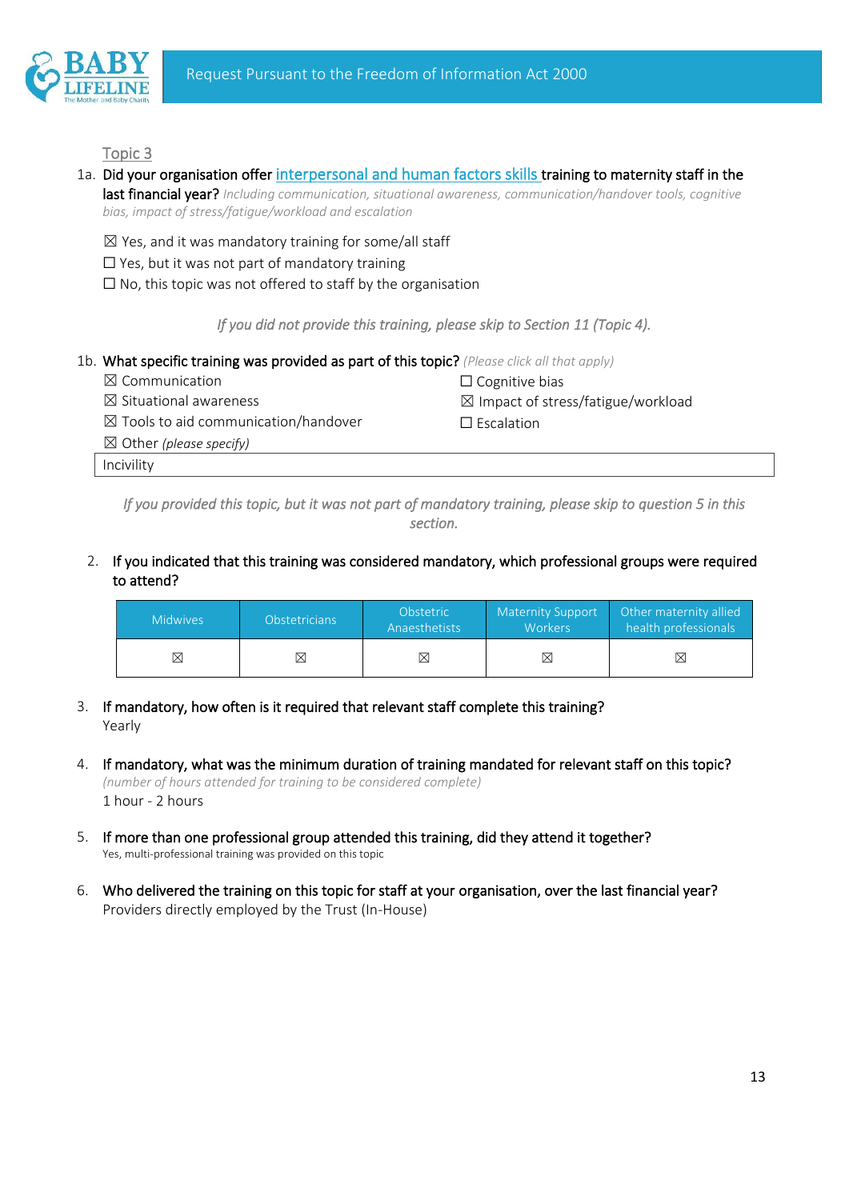Topic 3

1a. **Did your organisation offer interpersonal and human factors skills training to maternity staff in the last financial year?** *Including communication, situational awareness, communication/handover tools, cognitive bias, impact of stress/fatigue/workload and escalation*

☒ Yes, and it was mandatory training for some/all staff
☐ Yes, but it was not part of mandatory training
☐ No, this topic was not offered to staff by the organisation

*If you did not provide this training, please skip to Section 11 (Topic 4).*

1b. **What specific training was provided as part of this topic?** *(Please click all that apply)*

☒ Communication
☒ Situational awareness
☒ Tools to aid communication/handover
☐ Cognitive bias
☒ Impact of stress/fatigue/workload
☐ Escalation
☒ Other *(please specify)*

Incivility

*If you provided this topic, but it was not part of mandatory training, please skip to question 5 in this section.*

2. **If you indicated that this training was considered mandatory, which professional groups were required to attend?**

| Midwives | Obstetricians | Obstetric Anaesthetists | Maternity Support Workers | Other maternity allied health professionals |
|---|---|---|---|---|
| ☒ | ☒ | ☒ | ☒ | ☒ |

3. **If mandatory, how often is it required that relevant staff complete this training?**
Yearly

4. **If mandatory, what was the minimum duration of training mandated for relevant staff on this topic?** *(number of hours attended for training to be considered complete)*
1 hour - 2 hours

5. **If more than one professional group attended this training, did they attend it together?**
Yes, multi-professional training was provided on this topic

6. **Who delivered the training on this topic for staff at your organisation, over the last financial year?**
Providers directly employed by the Trust (In-House)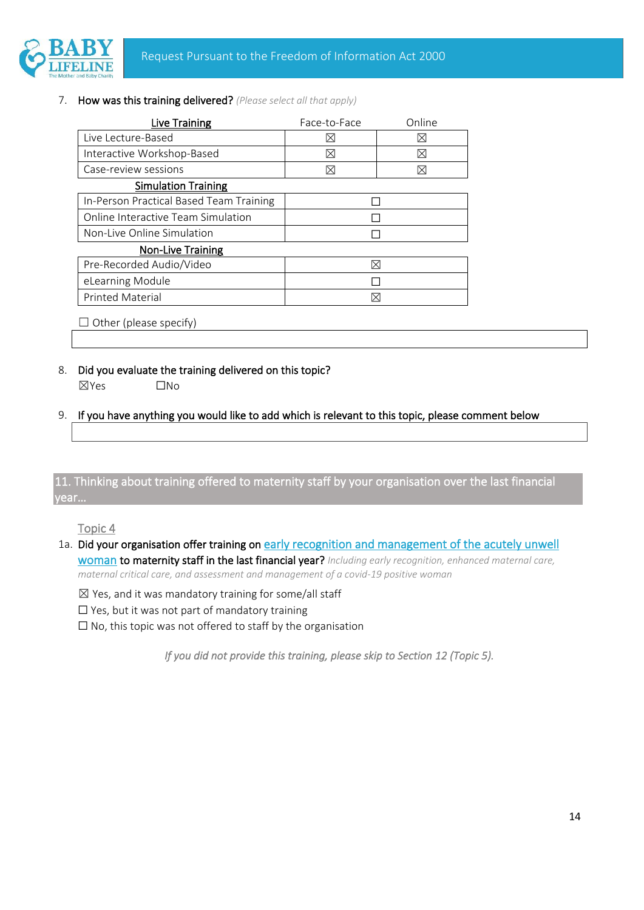7. **How was this training delivered?** *(Please select all that apply)*

| Live Training | Face-to-Face | Online |
|---|---|---|
| Live Lecture-Based | ☒ | ☒ |
| Interactive Workshop-Based | ☒ | ☒ |
| Case-review sessions | ☒ | ☒ |
| **Simulation Training** | | |
| In-Person Practical Based Team Training | ☐ | |
| Online Interactive Team Simulation | ☐ | |
| Non-Live Online Simulation | ☐ | |
| **Non-Live Training** | | |
| Pre-Recorded Audio/Video | ☒ | |
| eLearning Module | ☐ | |
| Printed Material | ☒ | |

☐ Other (please specify)

8. **Did you evaluate the training delivered on this topic?**
   ☒Yes ☐No

9. **If you have anything you would like to add which is relevant to this topic, please comment below**

## 11. Thinking about training offered to maternity staff by your organisation over the last financial year…

Topic 4

1a. **Did your organisation offer training on early recognition and management of the acutely unwell woman to maternity staff in the last financial year?** *Including early recognition, enhanced maternal care, maternal critical care, and assessment and management of a covid-19 positive woman*

☒ Yes, and it was mandatory training for some/all staff
☐ Yes, but it was not part of mandatory training
☐ No, this topic was not offered to staff by the organisation

*If you did not provide this training, please skip to Section 12 (Topic 5).*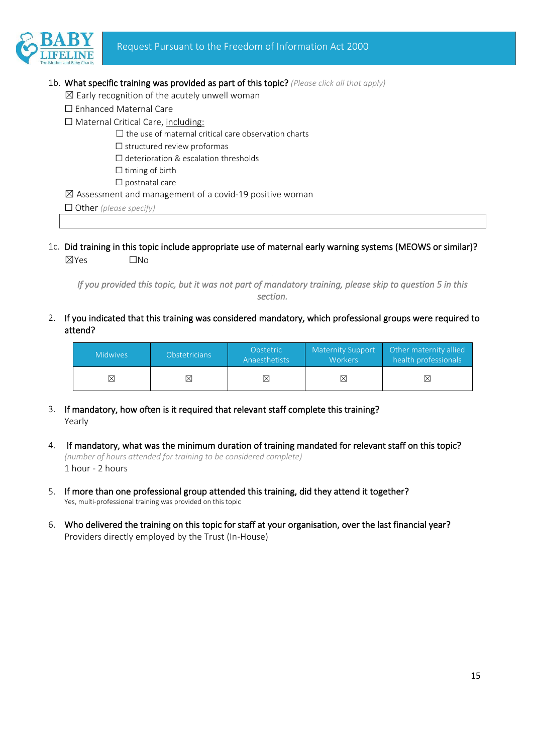1b. **What specific training was provided as part of this topic?** *(Please click all that apply)*

☒ Early recognition of the acutely unwell woman
☐ Enhanced Maternal Care
☐ Maternal Critical Care, including:
  ☐ the use of maternal critical care observation charts
  ☐ structured review proformas
  ☐ deterioration & escalation thresholds
  ☐ timing of birth
  ☐ postnatal care
☒ Assessment and management of a covid-19 positive woman
☐ Other *(please specify)*

1c. **Did training in this topic include appropriate use of maternal early warning systems (MEOWS or similar)?**

☒Yes ☐No

*If you provided this topic, but it was not part of mandatory training, please skip to question 5 in this section.*

2. **If you indicated that this training was considered mandatory, which professional groups were required to attend?**

| Midwives | Obstetricians | Obstetric Anaesthetists | Maternity Support Workers | Other maternity allied health professionals |
|---|---|---|---|---|
| ☒ | ☒ | ☒ | ☒ | ☒ |

3. **If mandatory, how often is it required that relevant staff complete this training?**
Yearly

4. **If mandatory, what was the minimum duration of training mandated for relevant staff on this topic?**
*(number of hours attended for training to be considered complete)*
1 hour - 2 hours

5. **If more than one professional group attended this training, did they attend it together?**
Yes, multi-professional training was provided on this topic

6. **Who delivered the training on this topic for staff at your organisation, over the last financial year?**
Providers directly employed by the Trust (In-House)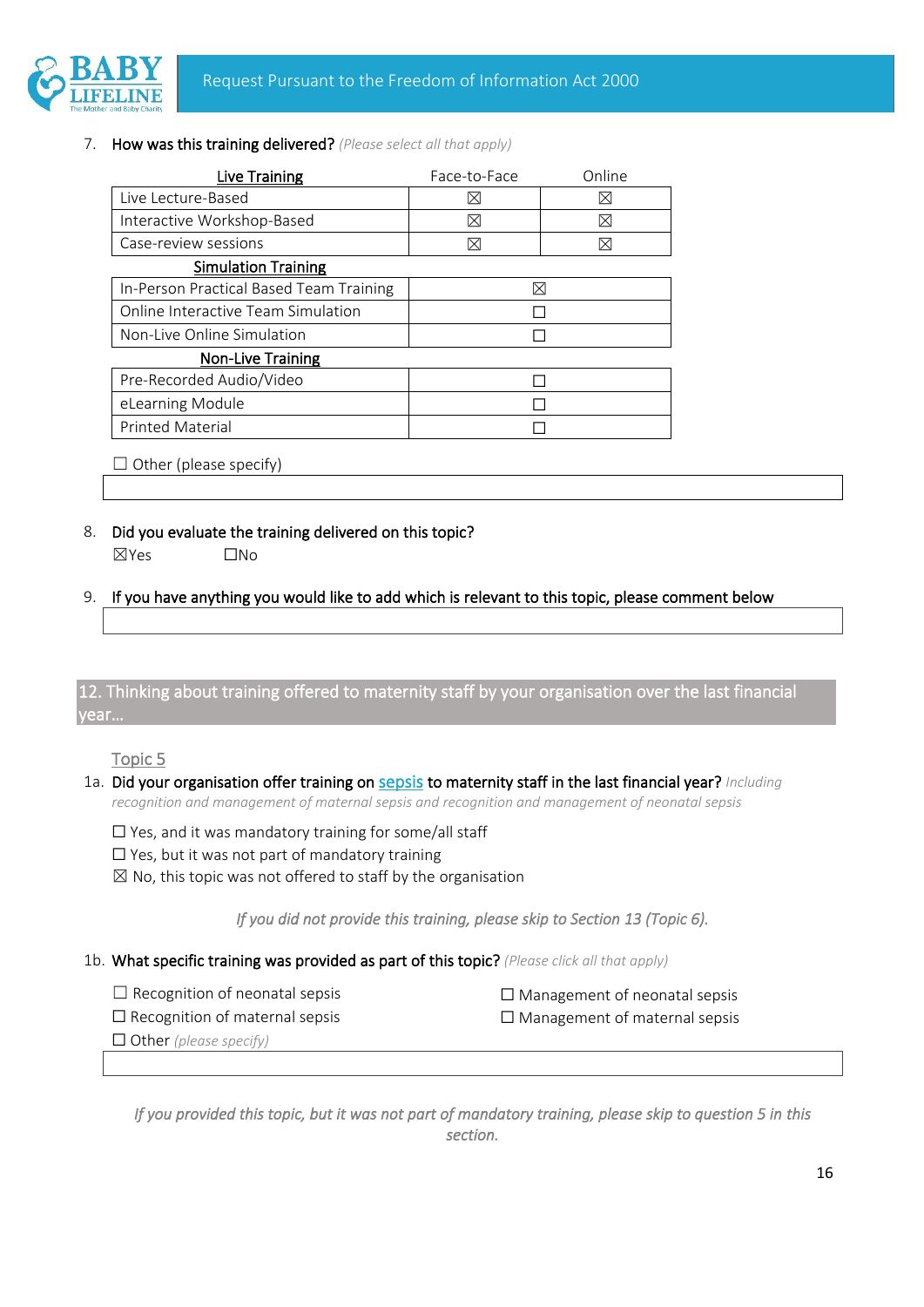7. **How was this training delivered?** *(Please select all that apply)*

| Live Training | Face-to-Face | Online |
|---|---|---|
| Live Lecture-Based | ☒ | ☒ |
| Interactive Workshop-Based | ☒ | ☒ |
| Case-review sessions | ☒ | ☒ |
| **Simulation Training** | | |
| In-Person Practical Based Team Training | ☒ | |
| Online Interactive Team Simulation | ☐ | |
| Non-Live Online Simulation | ☐ | |
| **Non-Live Training** | | |
| Pre-Recorded Audio/Video | ☐ | |
| eLearning Module | ☐ | |
| Printed Material | ☐ | |

☐ Other (please specify)

8. **Did you evaluate the training delivered on this topic?**

☒Yes ☐No

9. **If you have anything you would like to add which is relevant to this topic, please comment below**

## 12. Thinking about training offered to maternity staff by your organisation over the last financial year…

### Topic 5

1a. **Did your organisation offer training on sepsis to maternity staff in the last financial year?** *Including recognition and management of maternal sepsis and recognition and management of neonatal sepsis*

☐ Yes, and it was mandatory training for some/all staff
☐ Yes, but it was not part of mandatory training
☒ No, this topic was not offered to staff by the organisation

*If you did not provide this training, please skip to Section 13 (Topic 6).*

1b. **What specific training was provided as part of this topic?** *(Please click all that apply)*

☐ Recognition of neonatal sepsis
☐ Recognition of maternal sepsis
☐ Management of neonatal sepsis
☐ Management of maternal sepsis
☐ Other *(please specify)*

*If you provided this topic, but it was not part of mandatory training, please skip to question 5 in this section.*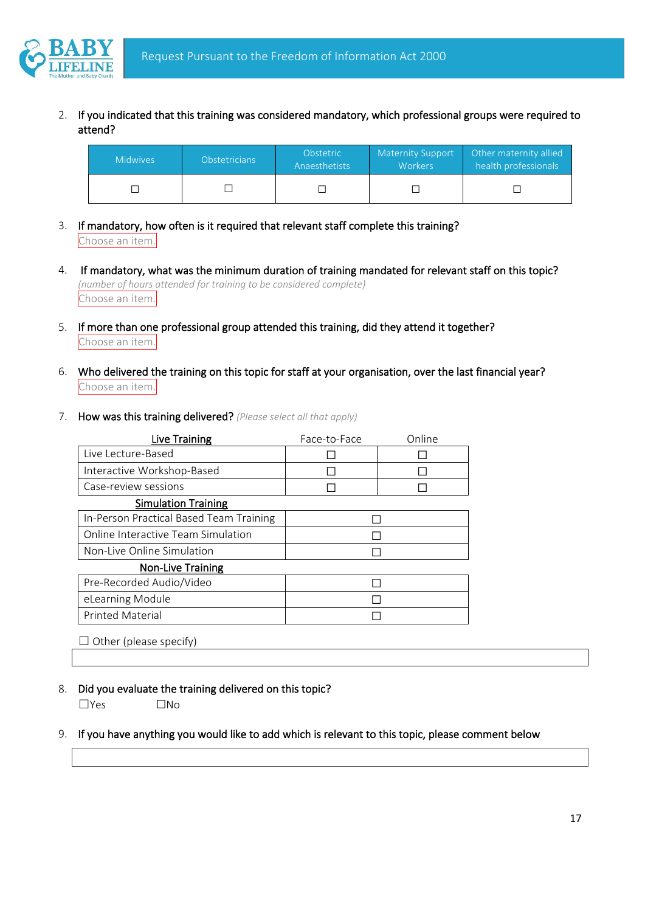2. If you indicated that this training was considered mandatory, which professional groups were required to attend?

| Midwives | Obstetricians | Obstetric Anaesthetists | Maternity Support Workers | Other maternity allied health professionals |
|---|---|---|---|---|
| ☐ | ☐ | ☐ | ☐ | ☐ |

3. If mandatory, how often is it required that relevant staff complete this training?
   Choose an item.

4. If mandatory, what was the minimum duration of training mandated for relevant staff on this topic?
   *(number of hours attended for training to be considered complete)*
   Choose an item.

5. If more than one professional group attended this training, did they attend it together?
   Choose an item.

6. Who delivered the training on this topic for staff at your organisation, over the last financial year?
   Choose an item.

7. How was this training delivered? *(Please select all that apply)*

| Live Training | Face-to-Face | Online |
|---|---|---|
| Live Lecture-Based | ☐ | ☐ |
| Interactive Workshop-Based | ☐ | ☐ |
| Case-review sessions | ☐ | ☐ |
| **Simulation Training** | | |
| In-Person Practical Based Team Training | ☐ | |
| Online Interactive Team Simulation | ☐ | |
| Non-Live Online Simulation | ☐ | |
| **Non-Live Training** | | |
| Pre-Recorded Audio/Video | ☐ | |
| eLearning Module | ☐ | |
| Printed Material | ☐ | |

☐ Other (please specify)

8. Did you evaluate the training delivered on this topic?
   ☐Yes ☐No

9. If you have anything you would like to add which is relevant to this topic, please comment below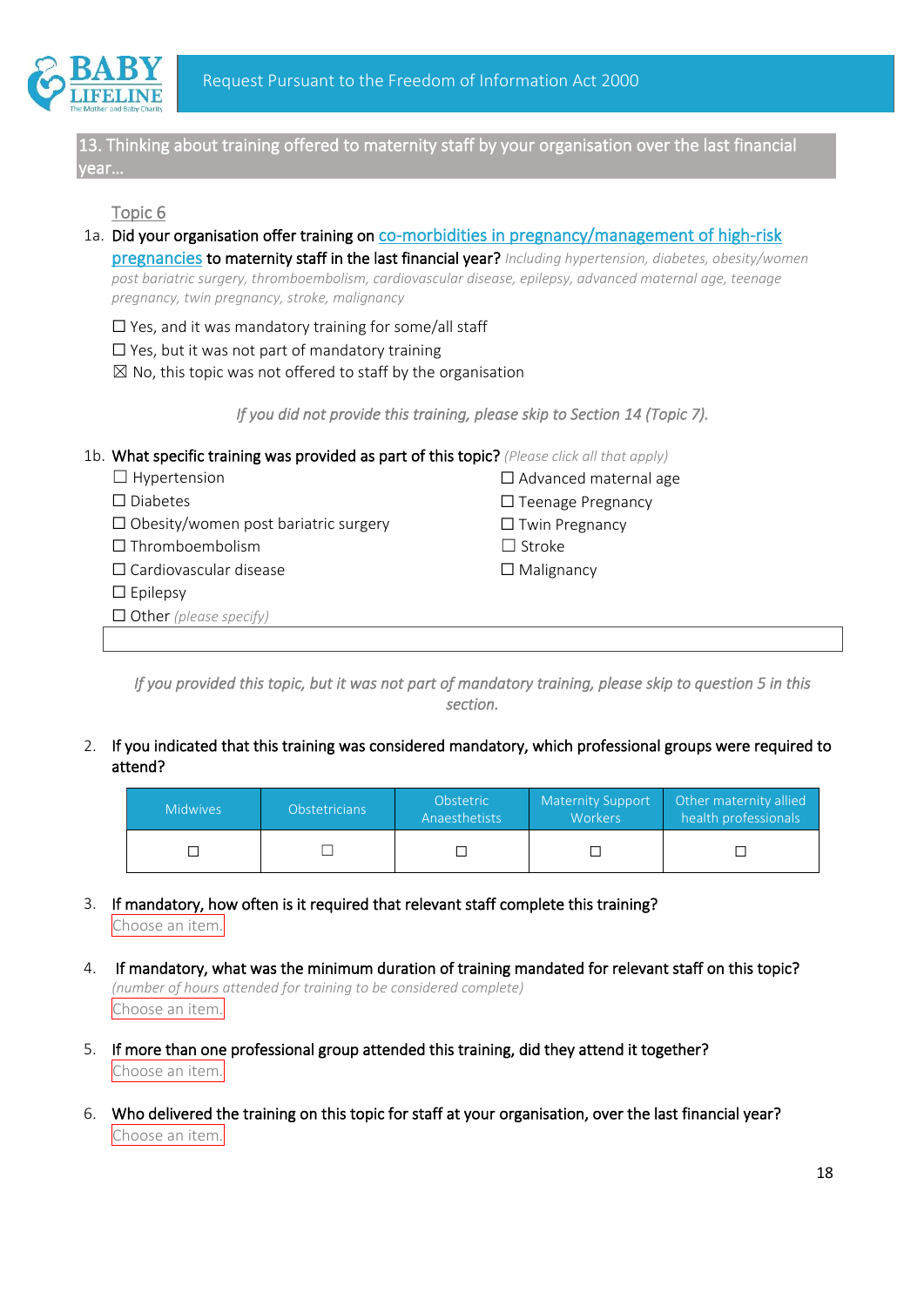## 13. Thinking about training offered to maternity staff by your organisation over the last financial year…

Topic 6

1a. **Did your organisation offer training on co-morbidities in pregnancy/management of high-risk pregnancies to maternity staff in the last financial year?** *Including hypertension, diabetes, obesity/women post bariatric surgery, thromboembolism, cardiovascular disease, epilepsy, advanced maternal age, teenage pregnancy, twin pregnancy, stroke, malignancy*

☐ Yes, and it was mandatory training for some/all staff
☐ Yes, but it was not part of mandatory training
☒ No, this topic was not offered to staff by the organisation

*If you did not provide this training, please skip to Section 14 (Topic 7).*

1b. **What specific training was provided as part of this topic?** *(Please click all that apply)*

☐ Hypertension
☐ Diabetes
☐ Obesity/women post bariatric surgery
☐ Thromboembolism
☐ Cardiovascular disease
☐ Epilepsy
☐ Advanced maternal age
☐ Teenage Pregnancy
☐ Twin Pregnancy
☐ Stroke
☐ Malignancy
☐ Other *(please specify)*

*If you provided this topic, but it was not part of mandatory training, please skip to question 5 in this section.*

2. **If you indicated that this training was considered mandatory, which professional groups were required to attend?**

| Midwives | Obstetricians | Obstetric Anaesthetists | Maternity Support Workers | Other maternity allied health professionals |
|---|---|---|---|---|
| ☐ | ☐ | ☐ | ☐ | ☐ |

3. **If mandatory, how often is it required that relevant staff complete this training?**
Choose an item.

4. **If mandatory, what was the minimum duration of training mandated for relevant staff on this topic?**
*(number of hours attended for training to be considered complete)*
Choose an item.

5. **If more than one professional group attended this training, did they attend it together?**
Choose an item.

6. **Who delivered the training on this topic for staff at your organisation, over the last financial year?**
Choose an item.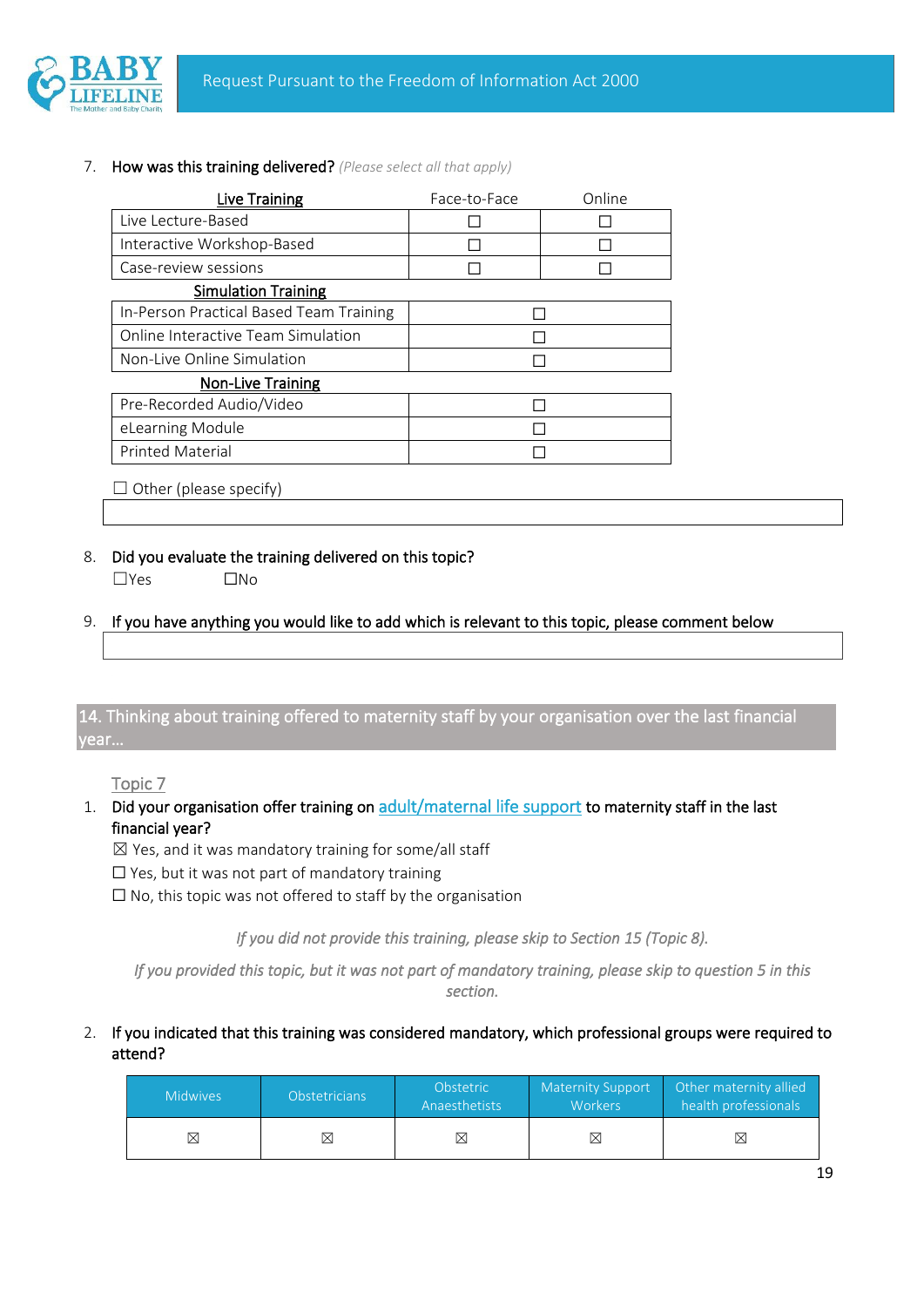7. **How was this training delivered?** *(Please select all that apply)*

| Live Training | Face-to-Face | Online |
|---|---|---|
| Live Lecture-Based | ☐ | ☐ |
| Interactive Workshop-Based | ☐ | ☐ |
| Case-review sessions | ☐ | ☐ |
| **Simulation Training** | | |
| In-Person Practical Based Team Training | ☐ | |
| Online Interactive Team Simulation | ☐ | |
| Non-Live Online Simulation | ☐ | |
| **Non-Live Training** | | |
| Pre-Recorded Audio/Video | ☐ | |
| eLearning Module | ☐ | |
| Printed Material | ☐ | |

☐ Other (please specify)

8. **Did you evaluate the training delivered on this topic?**
   ☐Yes ☐No

9. **If you have anything you would like to add which is relevant to this topic, please comment below**

## 14. Thinking about training offered to maternity staff by your organisation over the last financial year…

### Topic 7

1. **Did your organisation offer training on adult/maternal life support to maternity staff in the last financial year?**
   ☒ Yes, and it was mandatory training for some/all staff
   ☐ Yes, but it was not part of mandatory training
   ☐ No, this topic was not offered to staff by the organisation

*If you did not provide this training, please skip to Section 15 (Topic 8).*

*If you provided this topic, but it was not part of mandatory training, please skip to question 5 in this section.*

2. **If you indicated that this training was considered mandatory, which professional groups were required to attend?**

| Midwives | Obstetricians | Obstetric Anaesthetists | Maternity Support Workers | Other maternity allied health professionals |
|---|---|---|---|---|
| ☒ | ☒ | ☒ | ☒ | ☒ |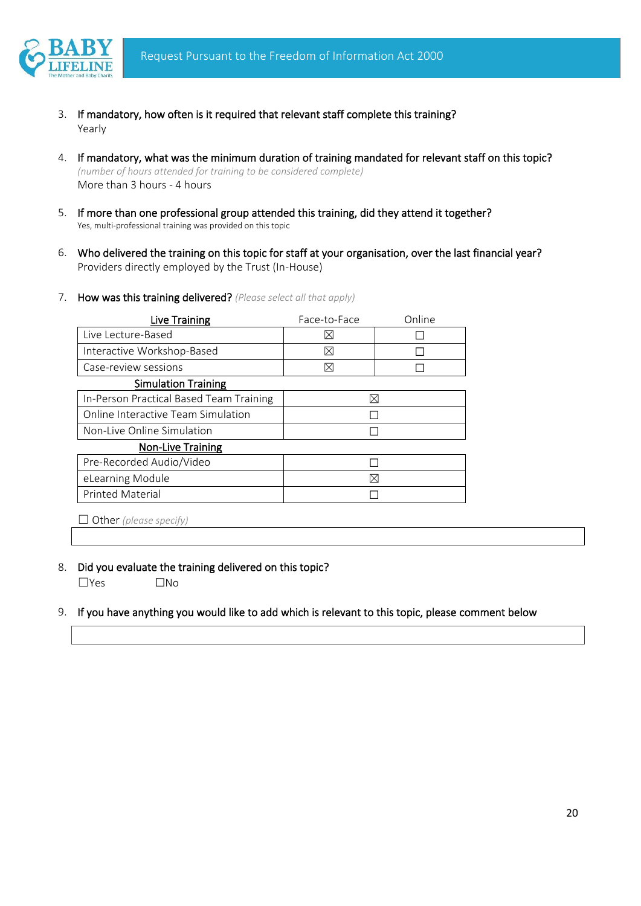3. **If mandatory, how often is it required that relevant staff complete this training?**
   Yearly

4. **If mandatory, what was the minimum duration of training mandated for relevant staff on this topic?**
   *(number of hours attended for training to be considered complete)*
   More than 3 hours - 4 hours

5. **If more than one professional group attended this training, did they attend it together?**
   Yes, multi-professional training was provided on this topic

6. **Who delivered the training on this topic for staff at your organisation, over the last financial year?**
   Providers directly employed by the Trust (In-House)

7. **How was this training delivered?** *(Please select all that apply)*

| Live Training | Face-to-Face | Online |
|---|---|---|
| Live Lecture-Based | ☒ | ☐ |
| Interactive Workshop-Based | ☒ | ☐ |
| Case-review sessions | ☒ | ☐ |
| **Simulation Training** | | |
| In-Person Practical Based Team Training | ☒ | |
| Online Interactive Team Simulation | ☐ | |
| Non-Live Online Simulation | ☐ | |
| **Non-Live Training** | | |
| Pre-Recorded Audio/Video | ☐ | |
| eLearning Module | ☒ | |
| Printed Material | ☐ | |

☐ Other *(please specify)*

8. **Did you evaluate the training delivered on this topic?**
   ☐Yes ☐No

9. **If you have anything you would like to add which is relevant to this topic, please comment below**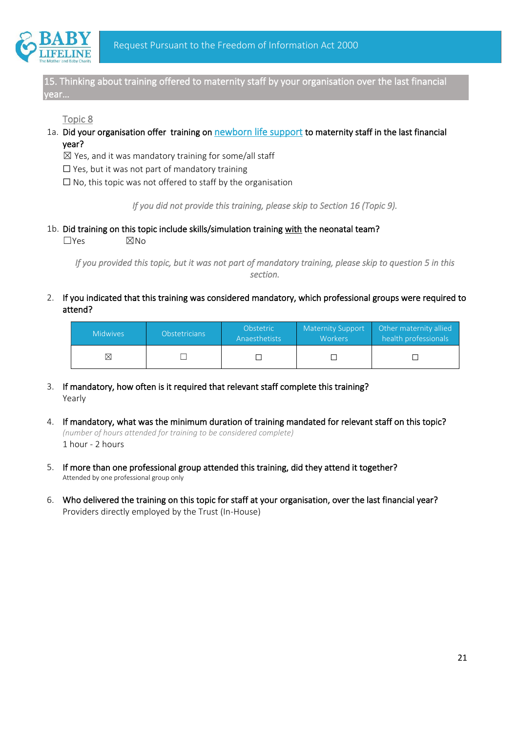## 15. Thinking about training offered to maternity staff by your organisation over the last financial year…

Topic 8

1a. **Did your organisation offer training on newborn life support to maternity staff in the last financial year?**

☒ Yes, and it was mandatory training for some/all staff
☐ Yes, but it was not part of mandatory training
☐ No, this topic was not offered to staff by the organisation

*If you did not provide this training, please skip to Section 16 (Topic 9).*

1b. **Did training on this topic include skills/simulation training with the neonatal team?**

☐Yes ☒No

*If you provided this topic, but it was not part of mandatory training, please skip to question 5 in this section.*

2. **If you indicated that this training was considered mandatory, which professional groups were required to attend?**

| Midwives | Obstetricians | Obstetric Anaesthetists | Maternity Support Workers | Other maternity allied health professionals |
|---|---|---|---|---|
| ☒ | ☐ | ☐ | ☐ | ☐ |

3. **If mandatory, how often is it required that relevant staff complete this training?**
   Yearly

4. **If mandatory, what was the minimum duration of training mandated for relevant staff on this topic?**
   *(number of hours attended for training to be considered complete)*
   1 hour - 2 hours

5. **If more than one professional group attended this training, did they attend it together?**
   Attended by one professional group only

6. **Who delivered the training on this topic for staff at your organisation, over the last financial year?**
   Providers directly employed by the Trust (In-House)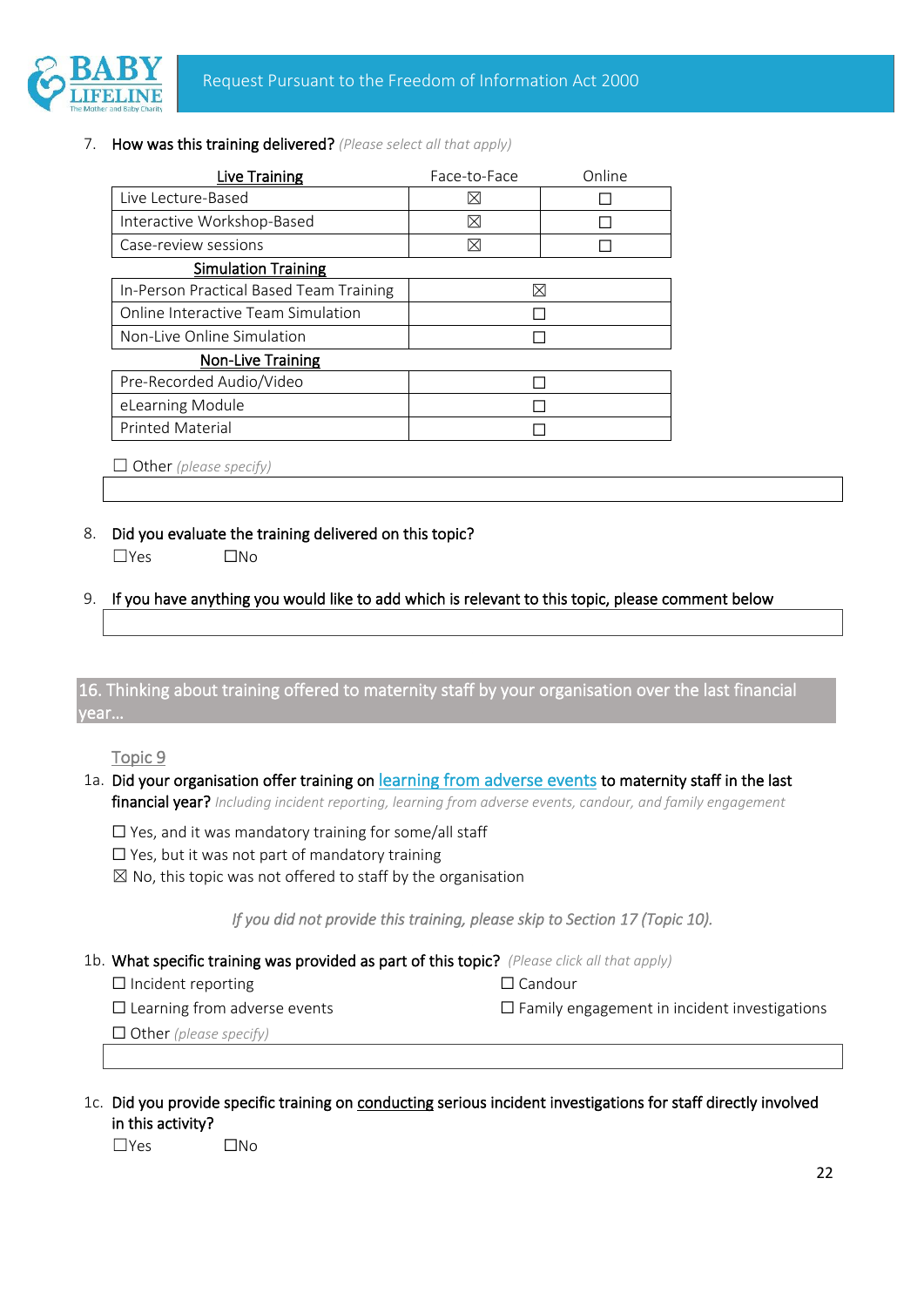7. **How was this training delivered?** *(Please select all that apply)*

| **Live Training** | Face-to-Face | Online |
|---|---|---|
| Live Lecture-Based | ☒ | ☐ |
| Interactive Workshop-Based | ☒ | ☐ |
| Case-review sessions | ☒ | ☐ |
| **Simulation Training** | | |
| In-Person Practical Based Team Training | ☒ | |
| Online Interactive Team Simulation | ☐ | |
| Non-Live Online Simulation | ☐ | |
| **Non-Live Training** | | |
| Pre-Recorded Audio/Video | ☐ | |
| eLearning Module | ☐ | |
| Printed Material | ☐ | |

☐ Other *(please specify)*

8. **Did you evaluate the training delivered on this topic?**
   ☐Yes ☐No

9. **If you have anything you would like to add which is relevant to this topic, please comment below**

## 16. Thinking about training offered to maternity staff by your organisation over the last financial year…

Topic 9

1a. **Did your organisation offer training on learning from adverse events to maternity staff in the last financial year?** *Including incident reporting, learning from adverse events, candour, and family engagement*

☐ Yes, and it was mandatory training for some/all staff
☐ Yes, but it was not part of mandatory training
☒ No, this topic was not offered to staff by the organisation

*If you did not provide this training, please skip to Section 17 (Topic 10).*

1b. **What specific training was provided as part of this topic?** *(Please click all that apply)*

☐ Incident reporting
☐ Learning from adverse events
☐ Candour
☐ Family engagement in incident investigations
☐ Other *(please specify)*

1c. **Did you provide specific training on conducting serious incident investigations for staff directly involved in this activity?**
☐Yes ☐No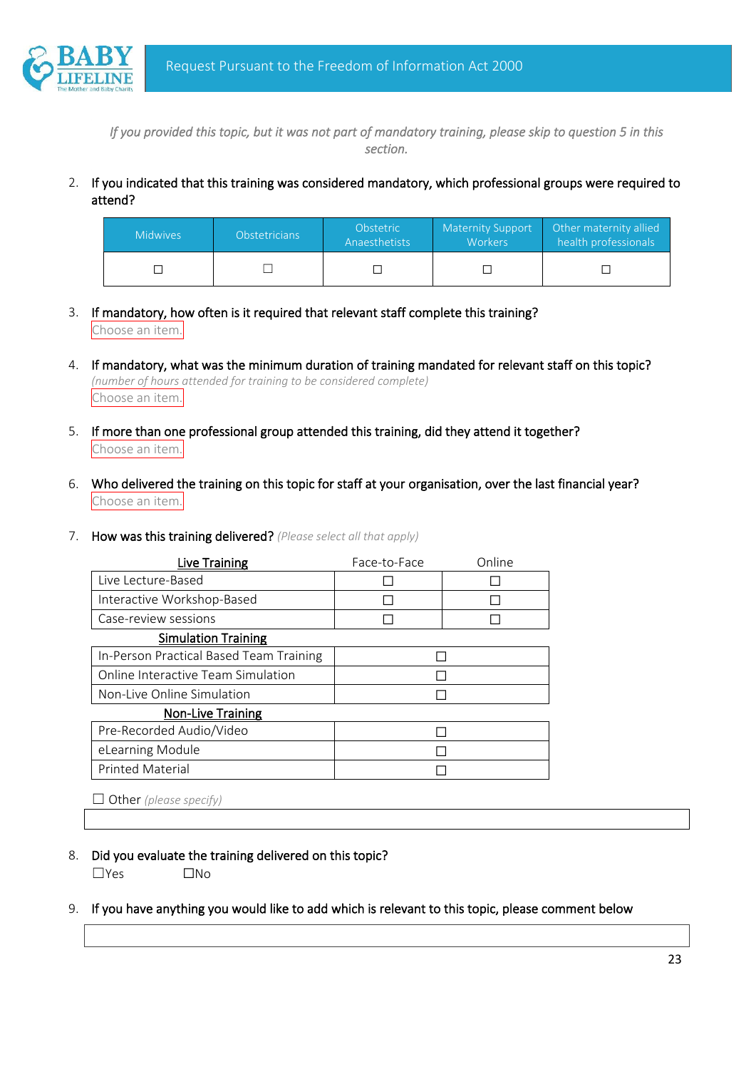*If you provided this topic, but it was not part of mandatory training, please skip to question 5 in this section.*

2. If you indicated that this training was considered mandatory, which professional groups were required to attend?

| Midwives | Obstetricians | Obstetric Anaesthetists | Maternity Support Workers | Other maternity allied health professionals |
|---|---|---|---|---|
| ☐ | ☐ | ☐ | ☐ | ☐ |

3. If mandatory, how often is it required that relevant staff complete this training?
   Choose an item.

4. If mandatory, what was the minimum duration of training mandated for relevant staff on this topic?
   *(number of hours attended for training to be considered complete)*
   Choose an item.

5. If more than one professional group attended this training, did they attend it together?
   Choose an item.

6. Who delivered the training on this topic for staff at your organisation, over the last financial year?
   Choose an item.

7. How was this training delivered? *(Please select all that apply)*

| **Live Training** | Face-to-Face | Online |
|---|---|---|
| Live Lecture-Based | ☐ | ☐ |
| Interactive Workshop-Based | ☐ | ☐ |
| Case-review sessions | ☐ | ☐ |
| **Simulation Training** | | |
| In-Person Practical Based Team Training | ☐ | |
| Online Interactive Team Simulation | ☐ | |
| Non-Live Online Simulation | ☐ | |
| **Non-Live Training** | | |
| Pre-Recorded Audio/Video | ☐ | |
| eLearning Module | ☐ | |
| Printed Material | ☐ | |

☐ Other *(please specify)*

8. Did you evaluate the training delivered on this topic?
   ☐Yes ☐No

9. If you have anything you would like to add which is relevant to this topic, please comment below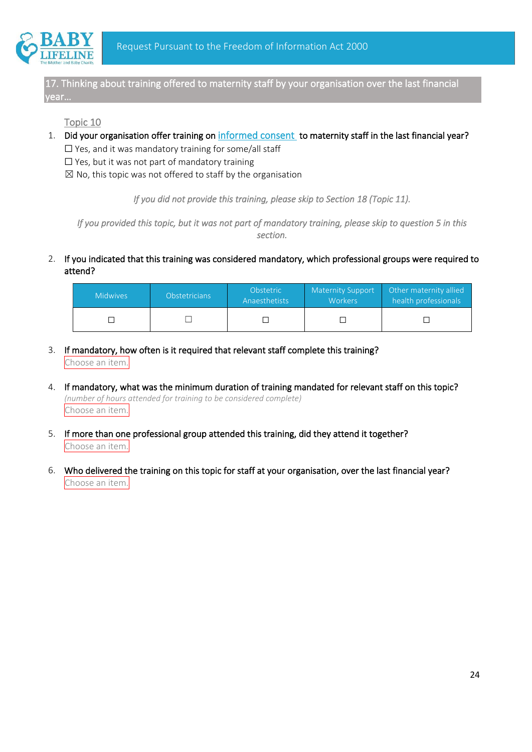## 17. Thinking about training offered to maternity staff by your organisation over the last financial year…

Topic 10

1. Did your organisation offer training on informed consent to maternity staff in the last financial year?
   ☐ Yes, and it was mandatory training for some/all staff
   ☐ Yes, but it was not part of mandatory training
   ☒ No, this topic was not offered to staff by the organisation

*If you did not provide this training, please skip to Section 18 (Topic 11).*

*If you provided this topic, but it was not part of mandatory training, please skip to question 5 in this section.*

2. If you indicated that this training was considered mandatory, which professional groups were required to attend?

| Midwives | Obstetricians | Obstetric Anaesthetists | Maternity Support Workers | Other maternity allied health professionals |
|---|---|---|---|---|
| ☐ | ☐ | ☐ | ☐ | ☐ |

3. If mandatory, how often is it required that relevant staff complete this training?
   Choose an item.

4. If mandatory, what was the minimum duration of training mandated for relevant staff on this topic?
   *(number of hours attended for training to be considered complete)*
   Choose an item.

5. If more than one professional group attended this training, did they attend it together?
   Choose an item.

6. Who delivered the training on this topic for staff at your organisation, over the last financial year?
   Choose an item.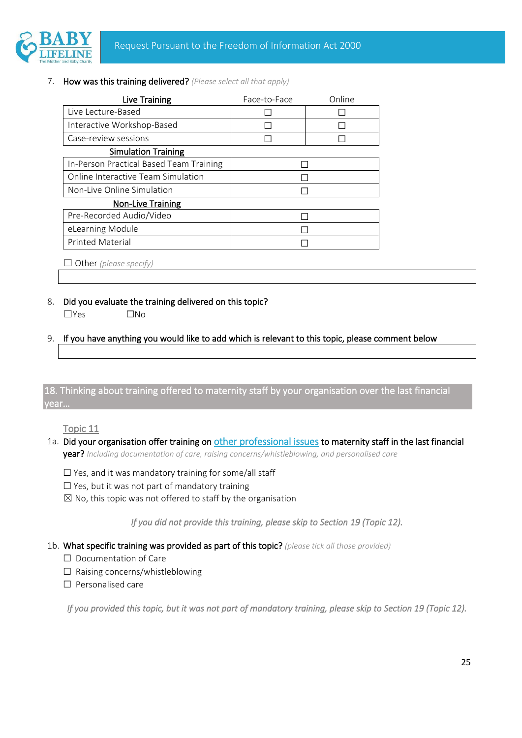7. **How was this training delivered?** *(Please select all that apply)*

| Live Training | Face-to-Face | Online |
|---|---|---|
| Live Lecture-Based | ☐ | ☐ |
| Interactive Workshop-Based | ☐ | ☐ |
| Case-review sessions | ☐ | ☐ |
| **Simulation Training** | | |
| In-Person Practical Based Team Training | ☐ | |
| Online Interactive Team Simulation | ☐ | |
| Non-Live Online Simulation | ☐ | |
| **Non-Live Training** | | |
| Pre-Recorded Audio/Video | ☐ | |
| eLearning Module | ☐ | |
| Printed Material | ☐ | |

☐ Other *(please specify)*

8. **Did you evaluate the training delivered on this topic?**

☐Yes ☐No

9. **If you have anything you would like to add which is relevant to this topic, please comment below**

## 18. Thinking about training offered to maternity staff by your organisation over the last financial year…

### Topic 11

1a. **Did your organisation offer training on other professional issues to maternity staff in the last financial year?** *Including documentation of care, raising concerns/whistleblowing, and personalised care*

☐ Yes, and it was mandatory training for some/all staff
☐ Yes, but it was not part of mandatory training
☒ No, this topic was not offered to staff by the organisation

*If you did not provide this training, please skip to Section 19 (Topic 12).*

1b. **What specific training was provided as part of this topic?** *(please tick all those provided)*

☐ Documentation of Care
☐ Raising concerns/whistleblowing
☐ Personalised care

*If you provided this topic, but it was not part of mandatory training, please skip to Section 19 (Topic 12).*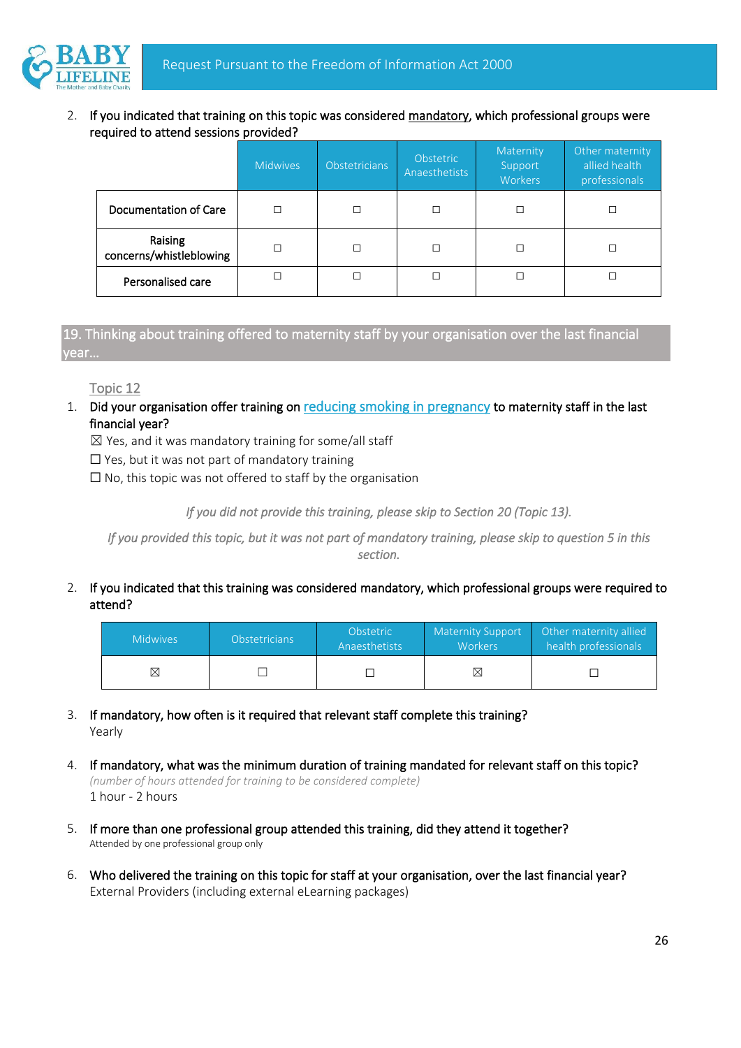2. If you indicated that training on this topic was considered mandatory, which professional groups were required to attend sessions provided?

| | Midwives | Obstetricians | Obstetric Anaesthetists | Maternity Support Workers | Other maternity allied health professionals |
|---|---|---|---|---|---|
| Documentation of Care | ☐ | ☐ | ☐ | ☐ | ☐ |
| Raising concerns/whistleblowing | ☐ | ☐ | ☐ | ☐ | ☐ |
| Personalised care | ☐ | ☐ | ☐ | ☐ | ☐ |

## 19. Thinking about training offered to maternity staff by your organisation over the last financial year…

### Topic 12

1. Did your organisation offer training on reducing smoking in pregnancy to maternity staff in the last financial year?

☒ Yes, and it was mandatory training for some/all staff
☐ Yes, but it was not part of mandatory training
☐ No, this topic was not offered to staff by the organisation

*If you did not provide this training, please skip to Section 20 (Topic 13).*

*If you provided this topic, but it was not part of mandatory training, please skip to question 5 in this section.*

2. If you indicated that this training was considered mandatory, which professional groups were required to attend?

| Midwives | Obstetricians | Obstetric Anaesthetists | Maternity Support Workers | Other maternity allied health professionals |
|---|---|---|---|---|
| ☒ | ☐ | ☐ | ☒ | ☐ |

3. If mandatory, how often is it required that relevant staff complete this training?
Yearly

4. If mandatory, what was the minimum duration of training mandated for relevant staff on this topic?
*(number of hours attended for training to be considered complete)*
1 hour - 2 hours

5. If more than one professional group attended this training, did they attend it together?
Attended by one professional group only

6. Who delivered the training on this topic for staff at your organisation, over the last financial year?
External Providers (including external eLearning packages)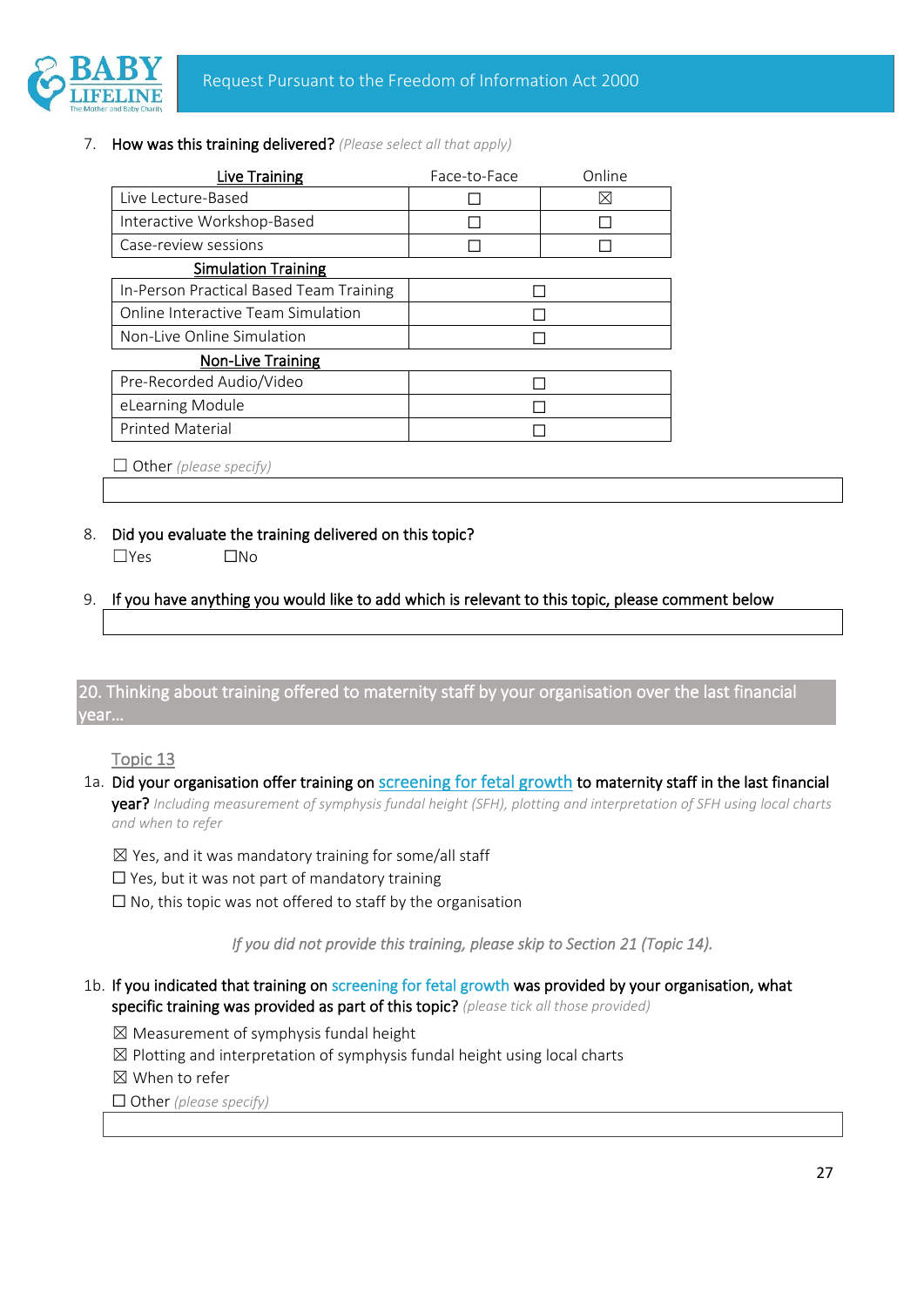7. **How was this training delivered?** *(Please select all that apply)*

| Live Training | Face-to-Face | Online |
|---|---|---|
| Live Lecture-Based | ☐ | ☒ |
| Interactive Workshop-Based | ☐ | ☐ |
| Case-review sessions | ☐ | ☐ |
| **Simulation Training** | | |
| In-Person Practical Based Team Training | ☐ | |
| Online Interactive Team Simulation | ☐ | |
| Non-Live Online Simulation | ☐ | |
| **Non-Live Training** | | |
| Pre-Recorded Audio/Video | ☐ | |
| eLearning Module | ☐ | |
| Printed Material | ☐ | |

☐ Other *(please specify)*

8. **Did you evaluate the training delivered on this topic?**

☐Yes ☐No

9. **If you have anything you would like to add which is relevant to this topic, please comment below**

## 20. Thinking about training offered to maternity staff by your organisation over the last financial year…

Topic 13

1a. **Did your organisation offer training on screening for fetal growth to maternity staff in the last financial year?** *Including measurement of symphysis fundal height (SFH), plotting and interpretation of SFH using local charts and when to refer*

☒ Yes, and it was mandatory training for some/all staff
☐ Yes, but it was not part of mandatory training
☐ No, this topic was not offered to staff by the organisation

*If you did not provide this training, please skip to Section 21 (Topic 14).*

1b. **If you indicated that training on screening for fetal growth was provided by your organisation, what specific training was provided as part of this topic?** *(please tick all those provided)*

☒ Measurement of symphysis fundal height
☒ Plotting and interpretation of symphysis fundal height using local charts
☒ When to refer
☐ Other *(please specify)*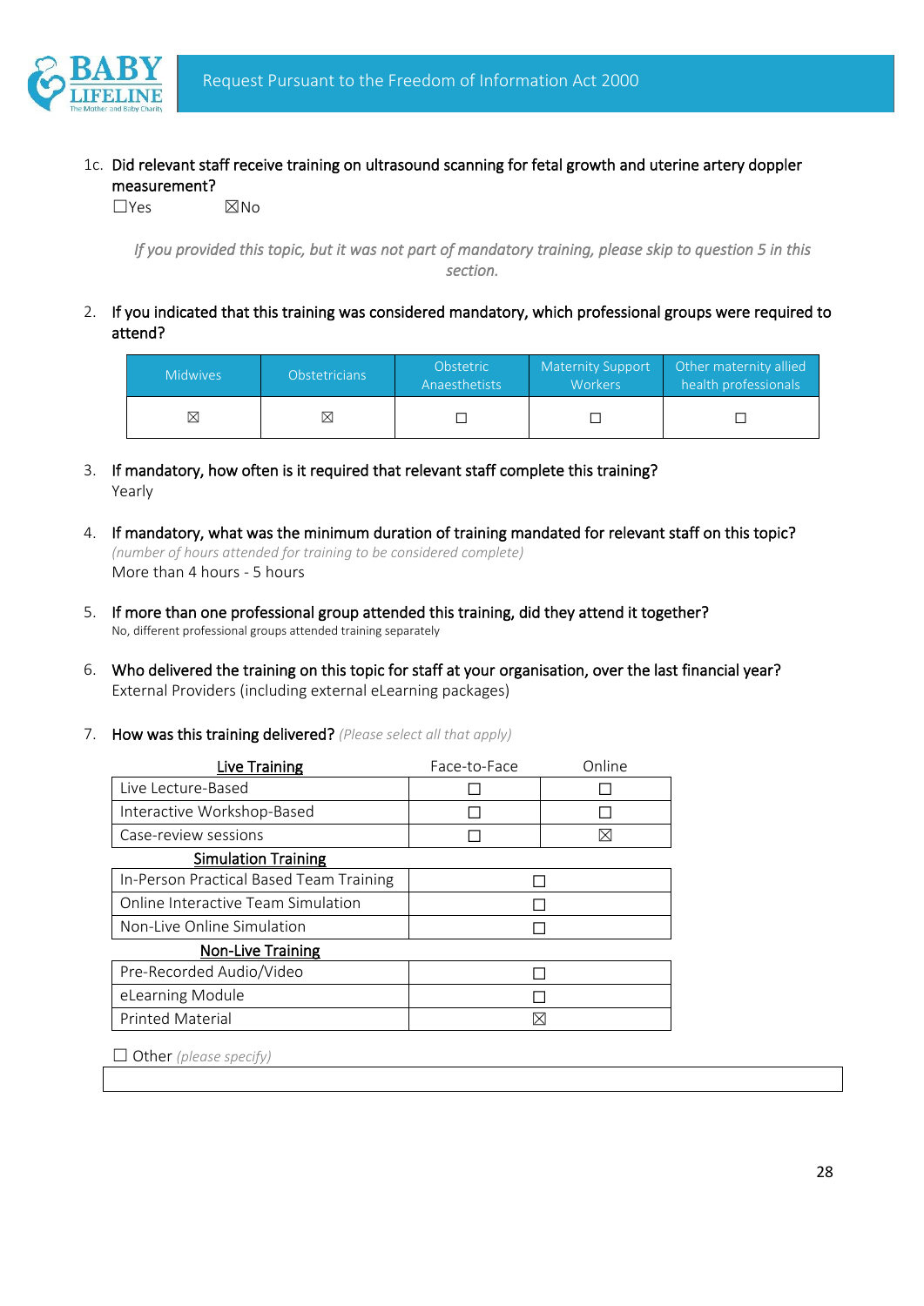1c. **Did relevant staff receive training on ultrasound scanning for fetal growth and uterine artery doppler measurement?**

☐Yes ☒No

*If you provided this topic, but it was not part of mandatory training, please skip to question 5 in this section.*

2. **If you indicated that this training was considered mandatory, which professional groups were required to attend?**

| Midwives | Obstetricians | Obstetric Anaesthetists | Maternity Support Workers | Other maternity allied health professionals |
|---|---|---|---|---|
| ☒ | ☒ | ☐ | ☐ | ☐ |

3. **If mandatory, how often is it required that relevant staff complete this training?**
   Yearly

4. **If mandatory, what was the minimum duration of training mandated for relevant staff on this topic?**
   *(number of hours attended for training to be considered complete)*
   More than 4 hours - 5 hours

5. **If more than one professional group attended this training, did they attend it together?**
   No, different professional groups attended training separately

6. **Who delivered the training on this topic for staff at your organisation, over the last financial year?**
   External Providers (including external eLearning packages)

7. **How was this training delivered?** *(Please select all that apply)*

| Live Training | Face-to-Face | Online |
|---|---|---|
| Live Lecture-Based | ☐ | ☐ |
| Interactive Workshop-Based | ☐ | ☐ |
| Case-review sessions | ☐ | ☒ |
| **Simulation Training** | | |
| In-Person Practical Based Team Training | ☐ | |
| Online Interactive Team Simulation | ☐ | |
| Non-Live Online Simulation | ☐ | |
| **Non-Live Training** | | |
| Pre-Recorded Audio/Video | ☐ | |
| eLearning Module | ☐ | |
| Printed Material | ☒ | |

☐ Other *(please specify)*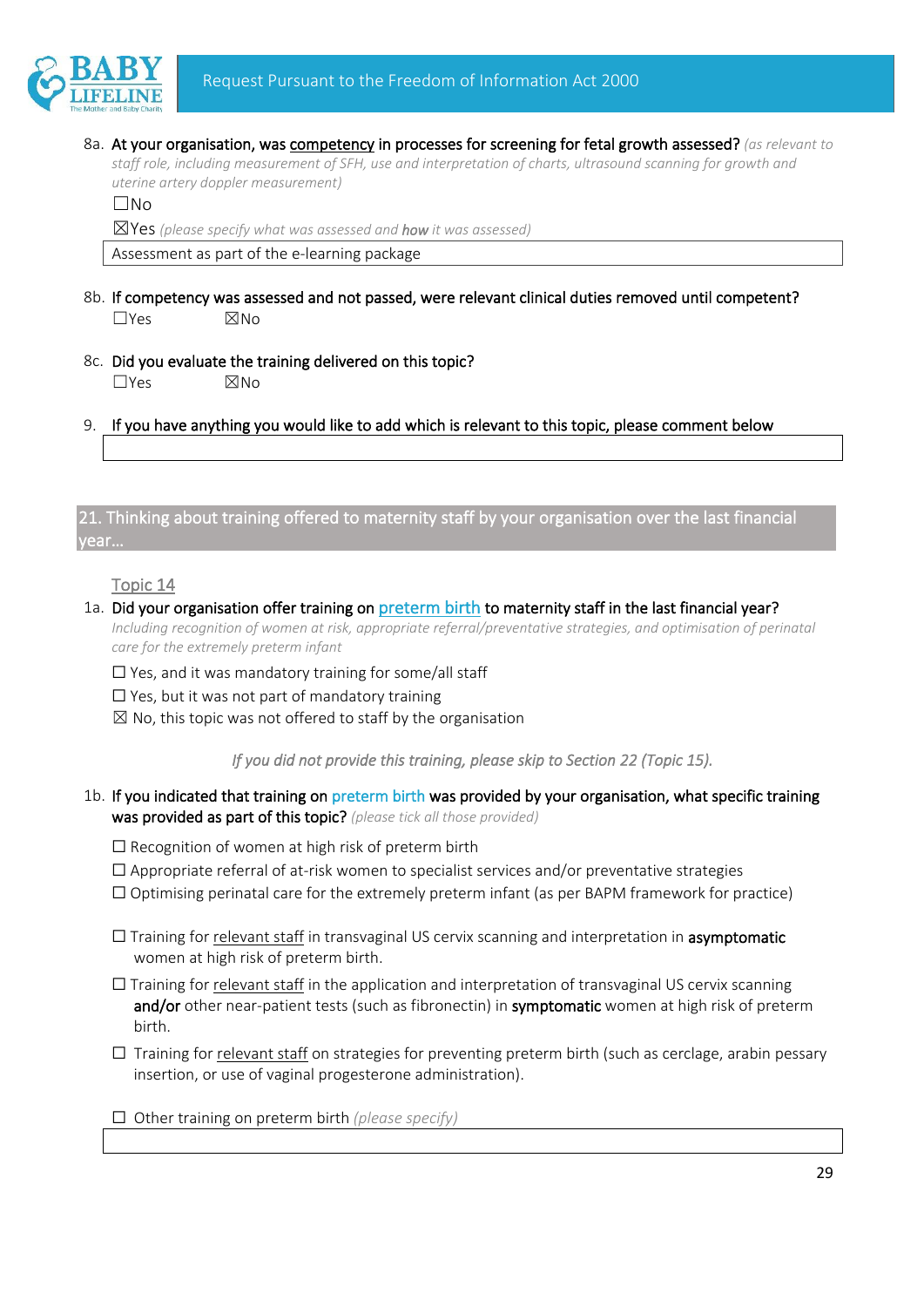8a. **At your organisation, was <u>competency</u> in processes for screening for fetal growth assessed?** *(as relevant to staff role, including measurement of SFH, use and interpretation of charts, ultrasound scanning for growth and uterine artery doppler measurement)*

☐No

☒Yes *(please specify what was assessed and **how** it was assessed)*

Assessment as part of the e-learning package

8b. **If competency was assessed and not passed, were relevant clinical duties removed until competent?**

☐Yes ☒No

8c. **Did you evaluate the training delivered on this topic?**

☐Yes ☒No

9. **If you have anything you would like to add which is relevant to this topic, please comment below**

## 21. Thinking about training offered to maternity staff by your organisation over the last financial year…

### <u>Topic 14</u>

1a. **Did your organisation offer training on <u>preterm birth</u> to maternity staff in the last financial year?**
*Including recognition of women at risk, appropriate referral/preventative strategies, and optimisation of perinatal care for the extremely preterm infant*

☐ Yes, and it was mandatory training for some/all staff

☐ Yes, but it was not part of mandatory training

☒ No, this topic was not offered to staff by the organisation

*If you did not provide this training, please skip to Section 22 (Topic 15).*

1b. **If you indicated that training on preterm birth was provided by your organisation, what specific training was provided as part of this topic?** *(please tick all those provided)*

☐ Recognition of women at high risk of preterm birth

☐ Appropriate referral of at-risk women to specialist services and/or preventative strategies

☐ Optimising perinatal care for the extremely preterm infant (as per BAPM framework for practice)

☐ Training for <u>relevant staff</u> in transvaginal US cervix scanning and interpretation in **asymptomatic** women at high risk of preterm birth.

☐ Training for <u>relevant staff</u> in the application and interpretation of transvaginal US cervix scanning **and/or** other near-patient tests (such as fibronectin) in **symptomatic** women at high risk of preterm birth.

☐ Training for <u>relevant staff</u> on strategies for preventing preterm birth (such as cerclage, arabin pessary insertion, or use of vaginal progesterone administration).

☐ Other training on preterm birth *(please specify)*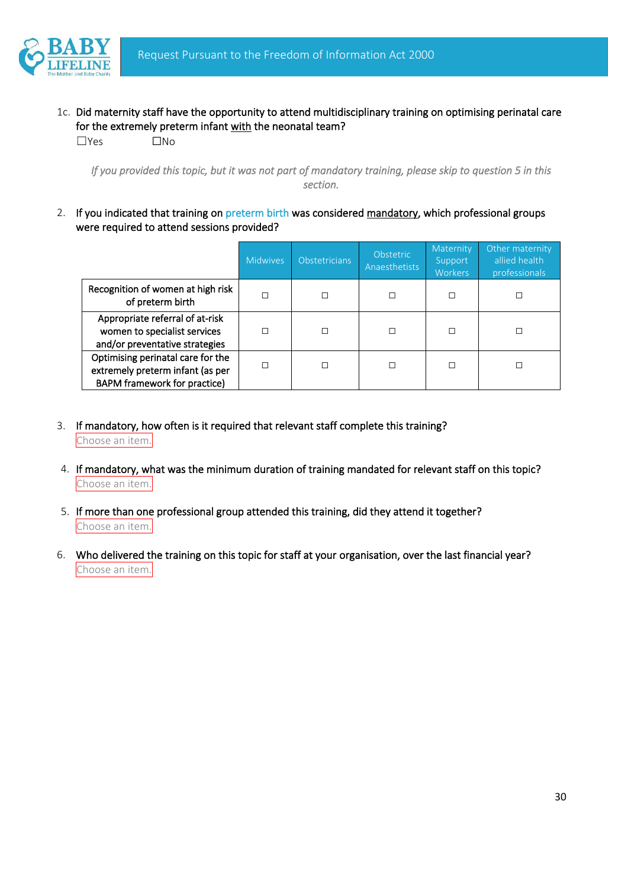1c. Did maternity staff have the opportunity to attend multidisciplinary training on optimising perinatal care for the extremely preterm infant with the neonatal team?

☐Yes ☐No

*If you provided this topic, but it was not part of mandatory training, please skip to question 5 in this section.*

2. If you indicated that training on preterm birth was considered mandatory, which professional groups were required to attend sessions provided?

| | Midwives | Obstetricians | Obstetric Anaesthetists | Maternity Support Workers | Other maternity allied health professionals |
|---|---|---|---|---|---|
| Recognition of women at high risk of preterm birth | ☐ | ☐ | ☐ | ☐ | ☐ |
| Appropriate referral of at-risk women to specialist services and/or preventative strategies | ☐ | ☐ | ☐ | ☐ | ☐ |
| Optimising perinatal care for the extremely preterm infant (as per BAPM framework for practice) | ☐ | ☐ | ☐ | ☐ | ☐ |

3. If mandatory, how often is it required that relevant staff complete this training?

Choose an item.

4. If mandatory, what was the minimum duration of training mandated for relevant staff on this topic?

Choose an item.

5. If more than one professional group attended this training, did they attend it together?

Choose an item.

6. Who delivered the training on this topic for staff at your organisation, over the last financial year?

Choose an item.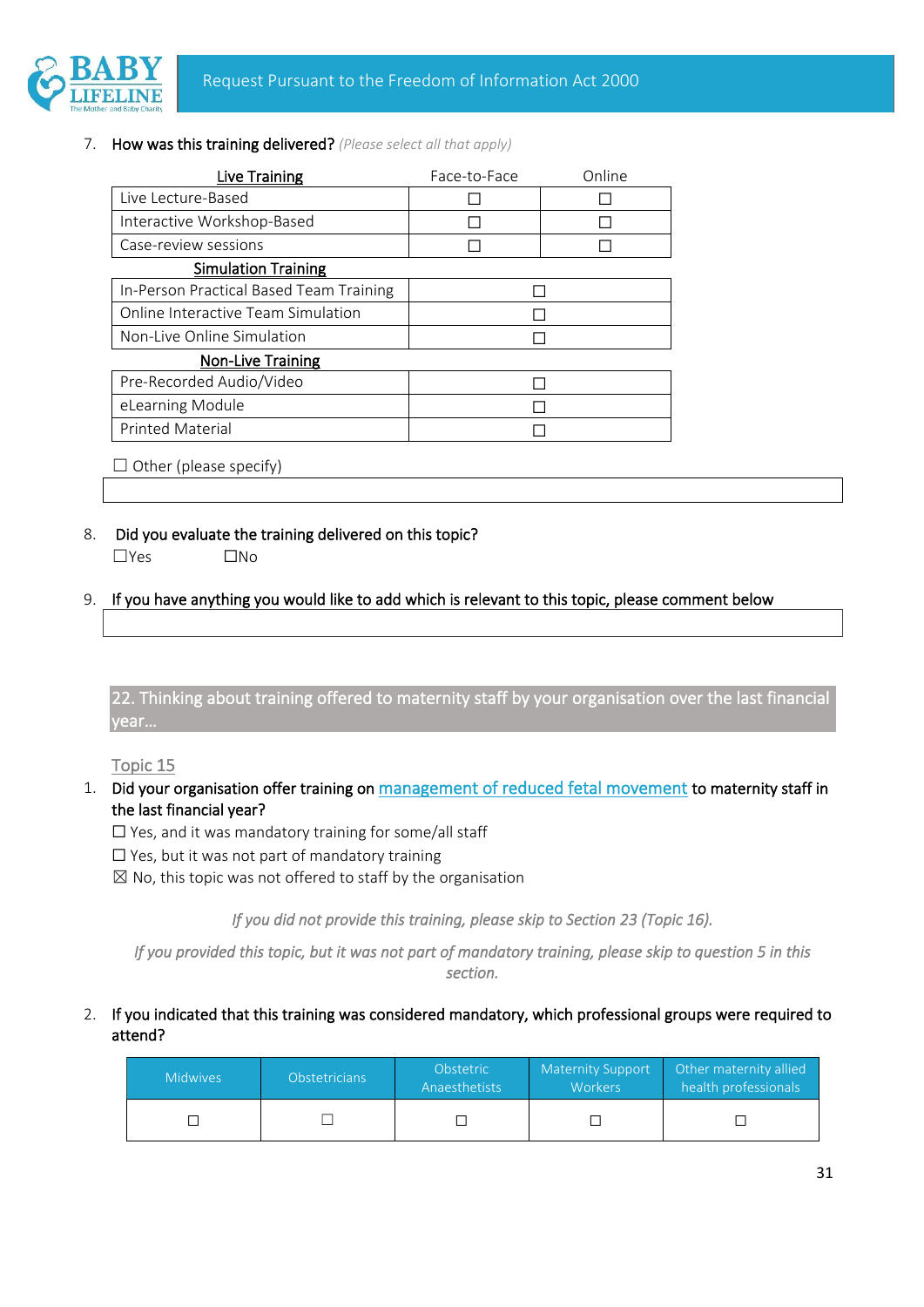7. **How was this training delivered?** *(Please select all that apply)*

| Live Training | Face-to-Face | Online |
|---|---|---|
| Live Lecture-Based | ☐ | ☐ |
| Interactive Workshop-Based | ☐ | ☐ |
| Case-review sessions | ☐ | ☐ |
| **Simulation Training** | | |
| In-Person Practical Based Team Training | ☐ | |
| Online Interactive Team Simulation | ☐ | |
| Non-Live Online Simulation | ☐ | |
| **Non-Live Training** | | |
| Pre-Recorded Audio/Video | ☐ | |
| eLearning Module | ☐ | |
| Printed Material | ☐ | |

☐ Other (please specify)

8. **Did you evaluate the training delivered on this topic?**
☐Yes ☐No

9. **If you have anything you would like to add which is relevant to this topic, please comment below**

## 22. Thinking about training offered to maternity staff by your organisation over the last financial year…

### Topic 15

1. **Did your organisation offer training on** management of reduced fetal movement **to maternity staff in the last financial year?**
☐ Yes, and it was mandatory training for some/all staff
☐ Yes, but it was not part of mandatory training
☒ No, this topic was not offered to staff by the organisation

*If you did not provide this training, please skip to Section 23 (Topic 16).*

*If you provided this topic, but it was not part of mandatory training, please skip to question 5 in this section.*

2. **If you indicated that this training was considered mandatory, which professional groups were required to attend?**

| Midwives | Obstetricians | Obstetric Anaesthetists | Maternity Support Workers | Other maternity allied health professionals |
|---|---|---|---|---|
| ☐ | ☐ | ☐ | ☐ | ☐ |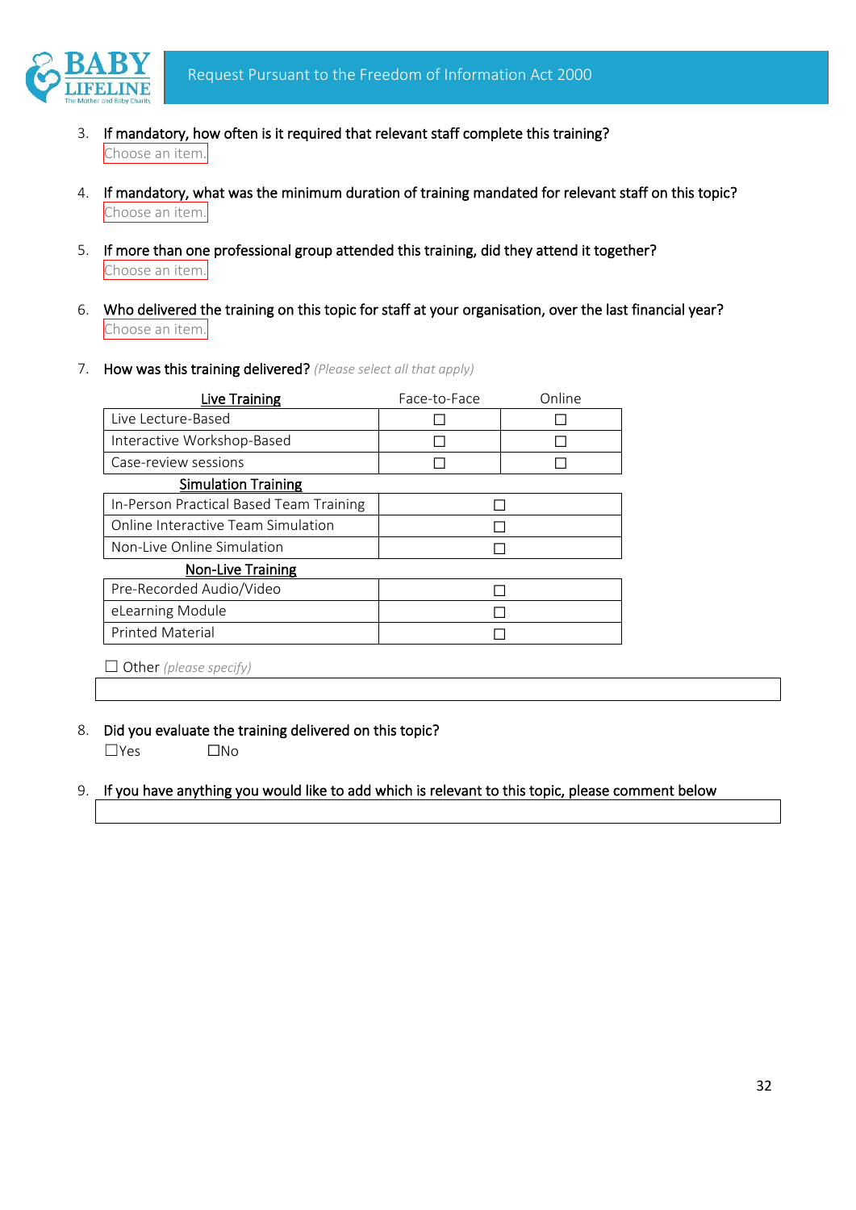3. If mandatory, how often is it required that relevant staff complete this training?
   Choose an item.

4. If mandatory, what was the minimum duration of training mandated for relevant staff on this topic?
   Choose an item.

5. If more than one professional group attended this training, did they attend it together?
   Choose an item.

6. Who delivered the training on this topic for staff at your organisation, over the last financial year?
   Choose an item.

7. How was this training delivered? *(Please select all that apply)*

| **Live Training** | Face-to-Face | Online |
|---|---|---|
| Live Lecture-Based | ☐ | ☐ |
| Interactive Workshop-Based | ☐ | ☐ |
| Case-review sessions | ☐ | ☐ |
| **Simulation Training** | | |
| In-Person Practical Based Team Training | ☐ | |
| Online Interactive Team Simulation | ☐ | |
| Non-Live Online Simulation | ☐ | |
| **Non-Live Training** | | |
| Pre-Recorded Audio/Video | ☐ | |
| eLearning Module | ☐ | |
| Printed Material | ☐ | |

☐ Other *(please specify)*

8. Did you evaluate the training delivered on this topic?
   ☐Yes ☐No

9. If you have anything you would like to add which is relevant to this topic, please comment below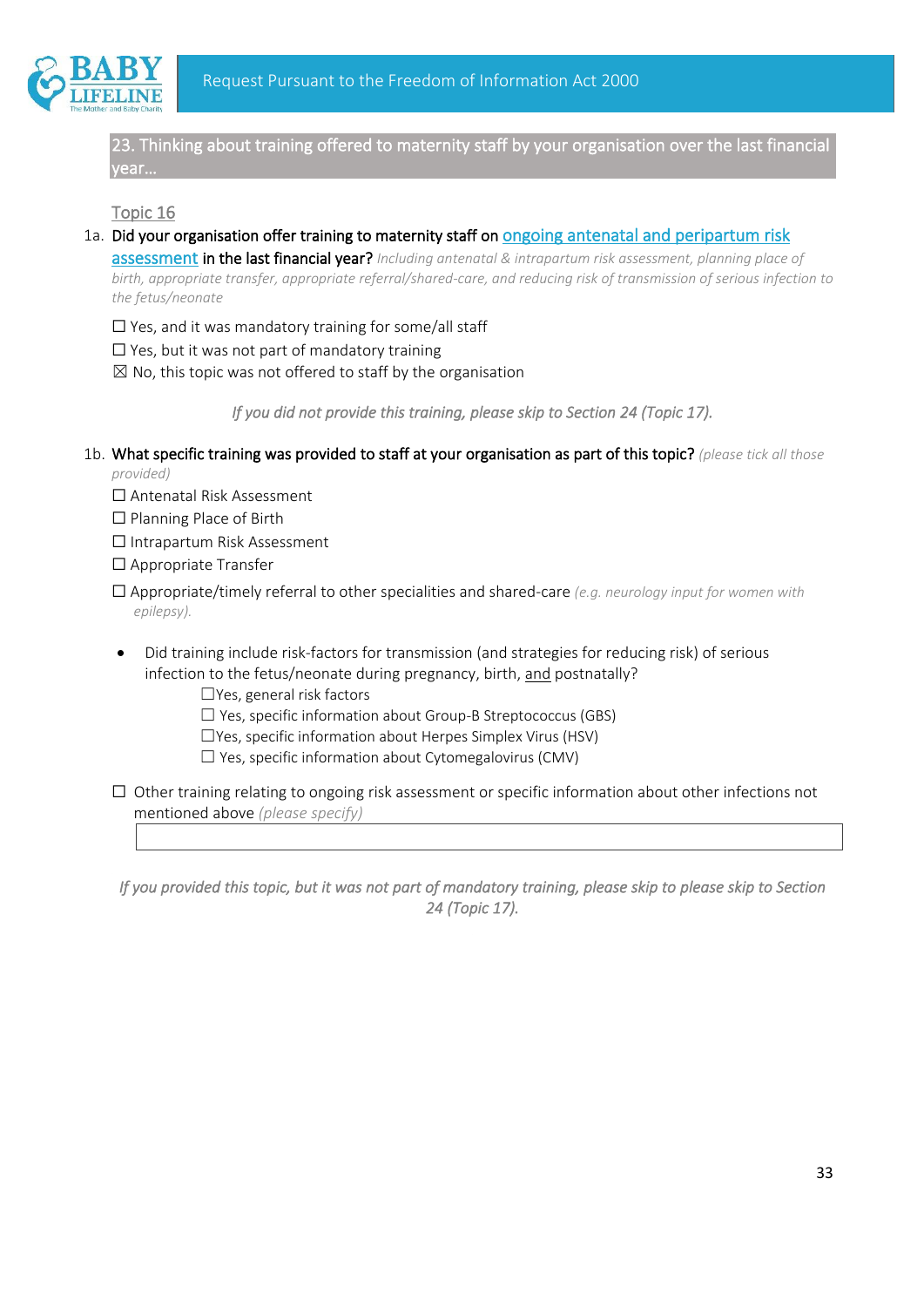## 23. Thinking about training offered to maternity staff by your organisation over the last financial year…

Topic 16

1a. **Did your organisation offer training to maternity staff on ongoing antenatal and peripartum risk assessment in the last financial year?** *Including antenatal & intrapartum risk assessment, planning place of birth, appropriate transfer, appropriate referral/shared-care, and reducing risk of transmission of serious infection to the fetus/neonate*

☐ Yes, and it was mandatory training for some/all staff
☐ Yes, but it was not part of mandatory training
☒ No, this topic was not offered to staff by the organisation

*If you did not provide this training, please skip to Section 24 (Topic 17).*

1b. **What specific training was provided to staff at your organisation as part of this topic?** *(please tick all those provided)*

☐ Antenatal Risk Assessment
☐ Planning Place of Birth
☐ Intrapartum Risk Assessment
☐ Appropriate Transfer
☐ Appropriate/timely referral to other specialities and shared-care *(e.g. neurology input for women with epilepsy).*

- Did training include risk-factors for transmission (and strategies for reducing risk) of serious infection to the fetus/neonate during pregnancy, birth, and postnatally?
  - ☐Yes, general risk factors
  - ☐ Yes, specific information about Group-B Streptococcus (GBS)
  - ☐Yes, specific information about Herpes Simplex Virus (HSV)
  - ☐ Yes, specific information about Cytomegalovirus (CMV)

☐ Other training relating to ongoing risk assessment or specific information about other infections not mentioned above *(please specify)*

| |
|---|

*If you provided this topic, but it was not part of mandatory training, please skip to please skip to Section 24 (Topic 17).*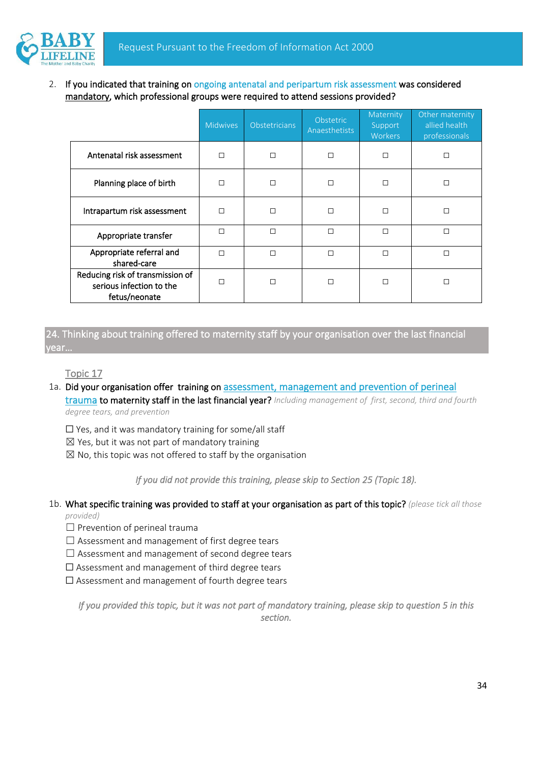2. **If you indicated that training on ongoing antenatal and peripartum risk assessment was considered mandatory, which professional groups were required to attend sessions provided?**

| | Midwives | Obstetricians | Obstetric Anaesthetists | Maternity Support Workers | Other maternity allied health professionals |
|---|---|---|---|---|---|
| Antenatal risk assessment | ☐ | ☐ | ☐ | ☐ | ☐ |
| Planning place of birth | ☐ | ☐ | ☐ | ☐ | ☐ |
| Intrapartum risk assessment | ☐ | ☐ | ☐ | ☐ | ☐ |
| Appropriate transfer | ☐ | ☐ | ☐ | ☐ | ☐ |
| Appropriate referral and shared-care | ☐ | ☐ | ☐ | ☐ | ☐ |
| Reducing risk of transmission of serious infection to the fetus/neonate | ☐ | ☐ | ☐ | ☐ | ☐ |

## 24. Thinking about training offered to maternity staff by your organisation over the last financial year…

Topic 17

1a. **Did your organisation offer training on assessment, management and prevention of perineal trauma to maternity staff in the last financial year?** *Including management of first, second, third and fourth degree tears, and prevention*

☐ Yes, and it was mandatory training for some/all staff
☒ Yes, but it was not part of mandatory training
☒ No, this topic was not offered to staff by the organisation

*If you did not provide this training, please skip to Section 25 (Topic 18).*

1b. **What specific training was provided to staff at your organisation as part of this topic?** *(please tick all those provided)*

☐ Prevention of perineal trauma
☐ Assessment and management of first degree tears
☐ Assessment and management of second degree tears
☐ Assessment and management of third degree tears
☐ Assessment and management of fourth degree tears

*If you provided this topic, but it was not part of mandatory training, please skip to question 5 in this section.*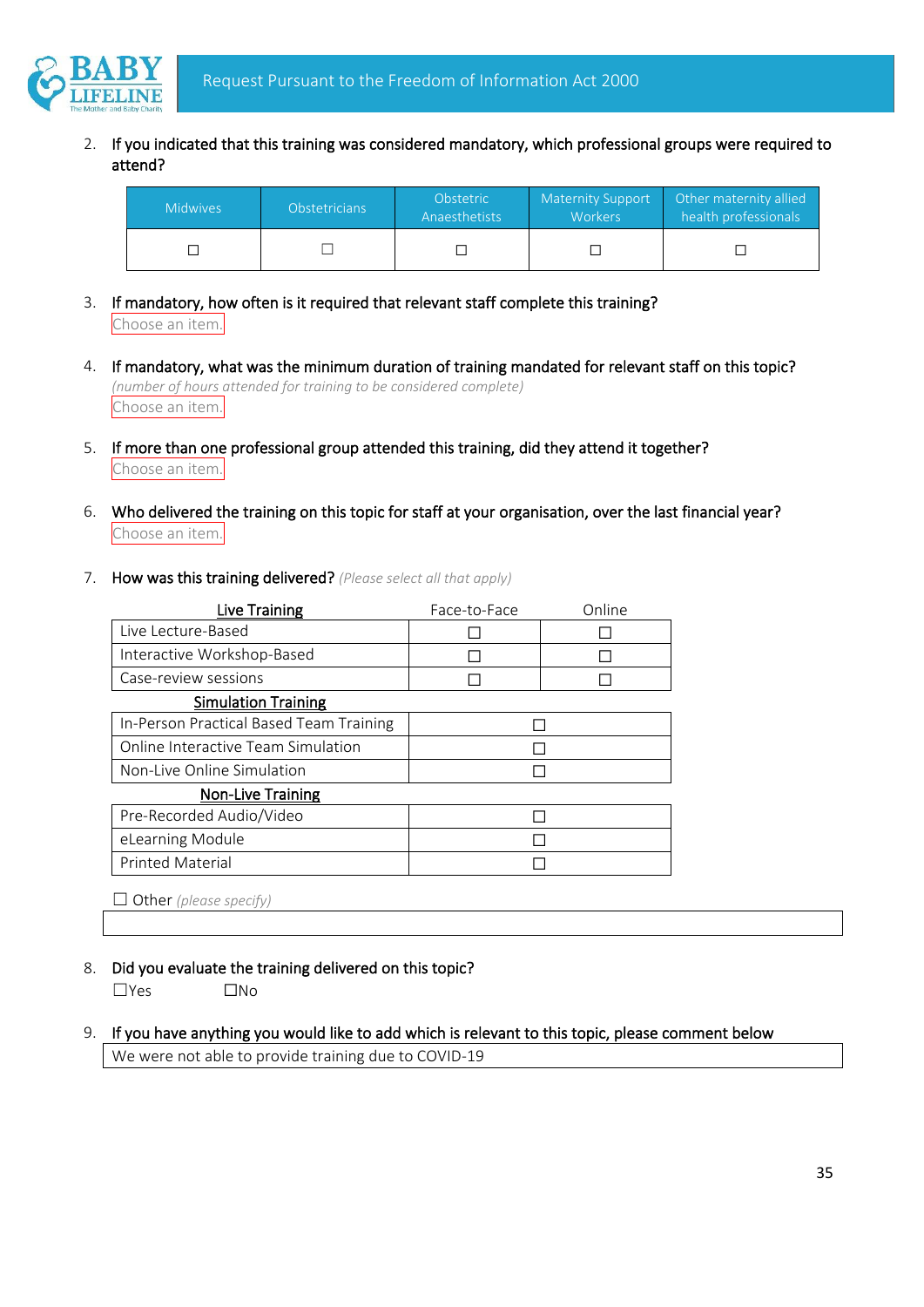2. If you indicated that this training was considered mandatory, which professional groups were required to attend?

| Midwives | Obstetricians | Obstetric Anaesthetists | Maternity Support Workers | Other maternity allied health professionals |
|---|---|---|---|---|
| ☐ | ☐ | ☐ | ☐ | ☐ |

3. If mandatory, how often is it required that relevant staff complete this training?
   Choose an item.

4. If mandatory, what was the minimum duration of training mandated for relevant staff on this topic?
   *(number of hours attended for training to be considered complete)*
   Choose an item.

5. If more than one professional group attended this training, did they attend it together?
   Choose an item.

6. Who delivered the training on this topic for staff at your organisation, over the last financial year?
   Choose an item.

7. How was this training delivered? *(Please select all that apply)*

| Live Training | Face-to-Face | Online |
|---|---|---|
| Live Lecture-Based | ☐ | ☐ |
| Interactive Workshop-Based | ☐ | ☐ |
| Case-review sessions | ☐ | ☐ |
| **Simulation Training** | | |
| In-Person Practical Based Team Training | ☐ | |
| Online Interactive Team Simulation | ☐ | |
| Non-Live Online Simulation | ☐ | |
| **Non-Live Training** | | |
| Pre-Recorded Audio/Video | ☐ | |
| eLearning Module | ☐ | |
| Printed Material | ☐ | |

☐ Other *(please specify)*

8. Did you evaluate the training delivered on this topic?
   ☐Yes ☐No

9. If you have anything you would like to add which is relevant to this topic, please comment below
   We were not able to provide training due to COVID-19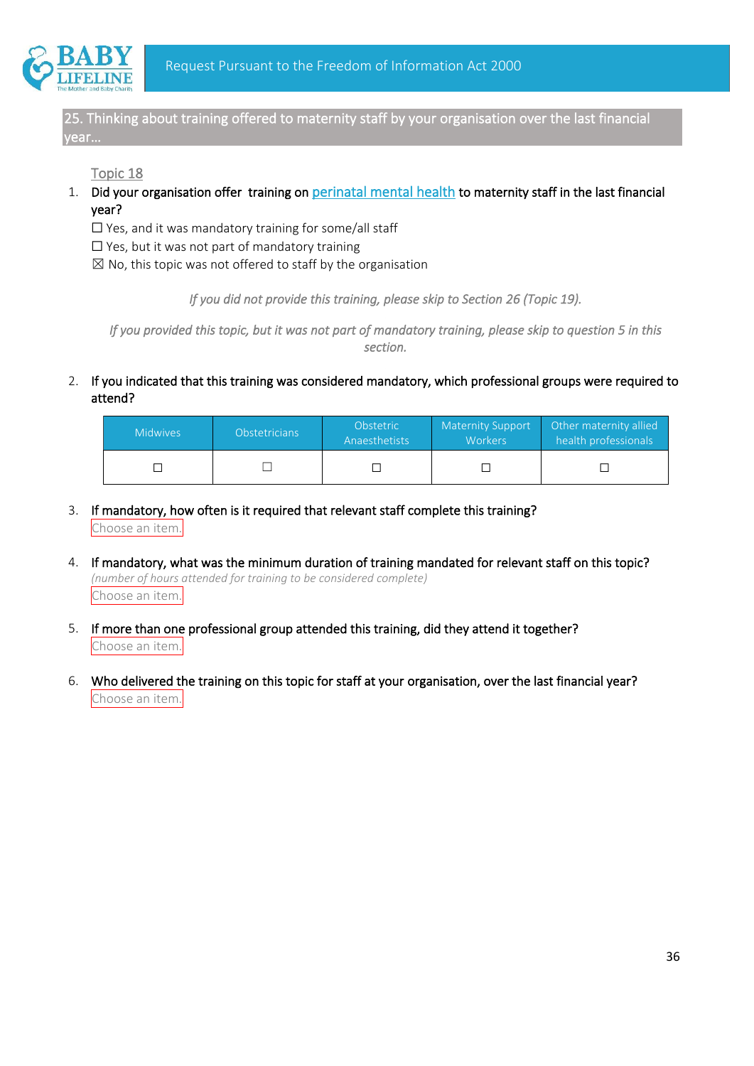## 25. Thinking about training offered to maternity staff by your organisation over the last financial year…

Topic 18

1. Did your organisation offer training on perinatal mental health to maternity staff in the last financial year?

   ☐ Yes, and it was mandatory training for some/all staff
   ☐ Yes, but it was not part of mandatory training
   ☒ No, this topic was not offered to staff by the organisation

*If you did not provide this training, please skip to Section 26 (Topic 19).*

*If you provided this topic, but it was not part of mandatory training, please skip to question 5 in this section.*

2. If you indicated that this training was considered mandatory, which professional groups were required to attend?

| Midwives | Obstetricians | Obstetric Anaesthetists | Maternity Support Workers | Other maternity allied health professionals |
|---|---|---|---|---|
| ☐ | ☐ | ☐ | ☐ | ☐ |

3. If mandatory, how often is it required that relevant staff complete this training?
   Choose an item.

4. If mandatory, what was the minimum duration of training mandated for relevant staff on this topic?
   *(number of hours attended for training to be considered complete)*
   Choose an item.

5. If more than one professional group attended this training, did they attend it together?
   Choose an item.

6. Who delivered the training on this topic for staff at your organisation, over the last financial year?
   Choose an item.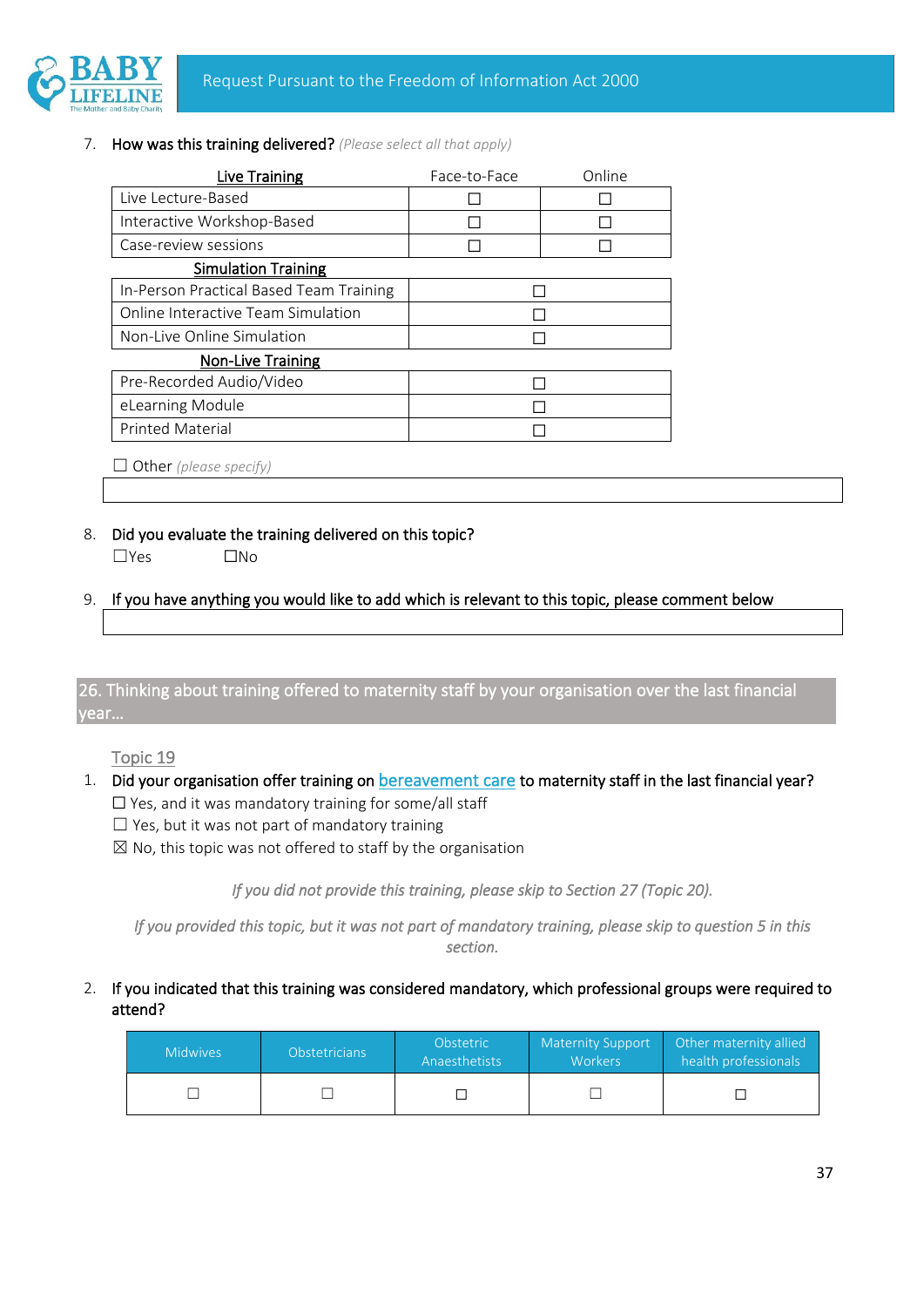7. **How was this training delivered?** *(Please select all that apply)*

| Live Training | Face-to-Face | Online |
|---|---|---|
| Live Lecture-Based | ☐ | ☐ |
| Interactive Workshop-Based | ☐ | ☐ |
| Case-review sessions | ☐ | ☐ |
| **Simulation Training** | | |
| In-Person Practical Based Team Training | ☐ | |
| Online Interactive Team Simulation | ☐ | |
| Non-Live Online Simulation | ☐ | |
| **Non-Live Training** | | |
| Pre-Recorded Audio/Video | ☐ | |
| eLearning Module | ☐ | |
| Printed Material | ☐ | |

☐ Other *(please specify)*

8. **Did you evaluate the training delivered on this topic?**
☐Yes ☐No

9. **If you have anything you would like to add which is relevant to this topic, please comment below**

## 26. Thinking about training offered to maternity staff by your organisation over the last financial year…

Topic 19

1. **Did your organisation offer training on bereavement care to maternity staff in the last financial year?**
☐ Yes, and it was mandatory training for some/all staff
☐ Yes, but it was not part of mandatory training
☒ No, this topic was not offered to staff by the organisation

*If you did not provide this training, please skip to Section 27 (Topic 20).*

*If you provided this topic, but it was not part of mandatory training, please skip to question 5 in this section.*

2. **If you indicated that this training was considered mandatory, which professional groups were required to attend?**

| Midwives | Obstetricians | Obstetric Anaesthetists | Maternity Support Workers | Other maternity allied health professionals |
|---|---|---|---|---|
| ☐ | ☐ | ☐ | ☐ | ☐ |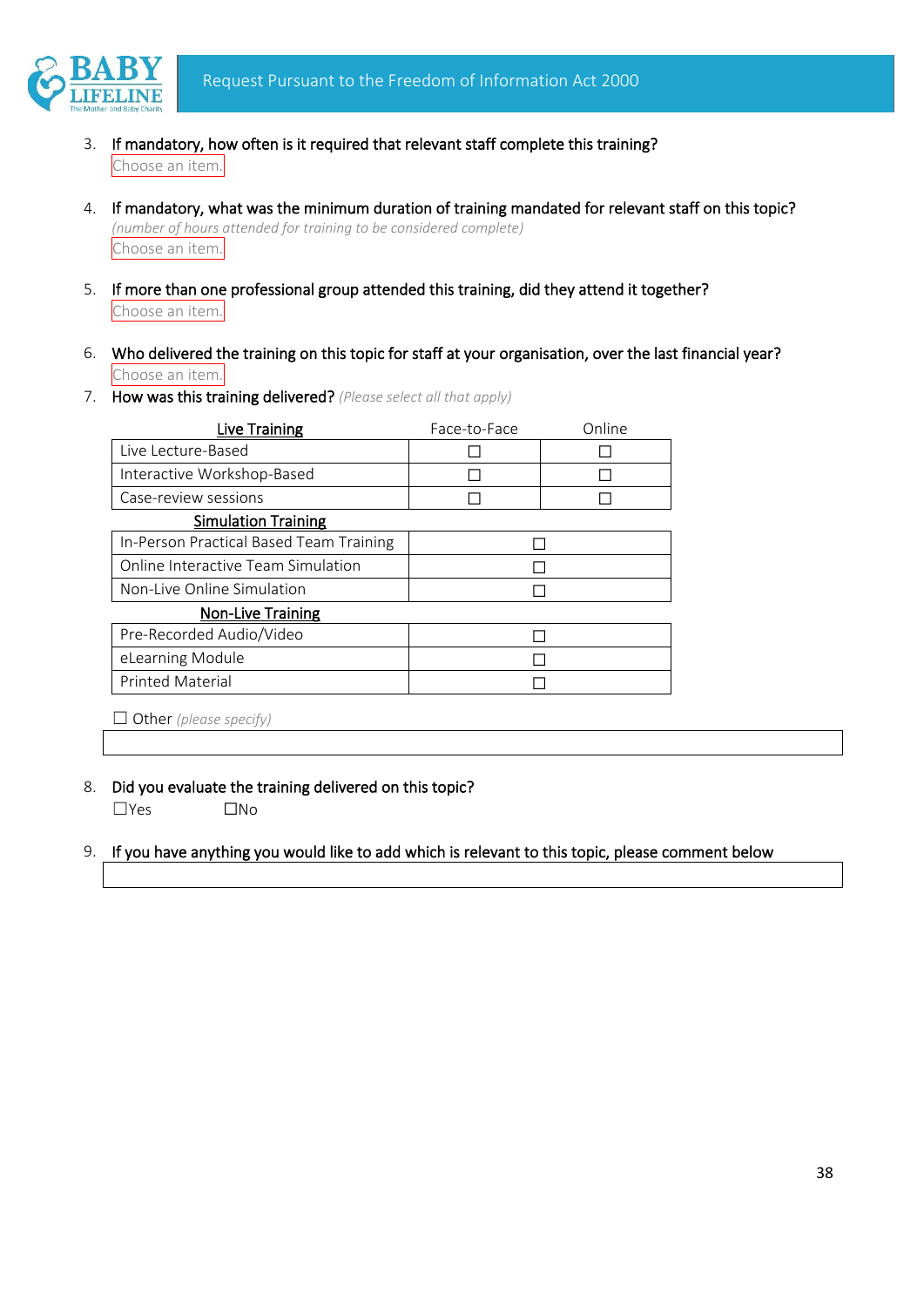3. If mandatory, how often is it required that relevant staff complete this training?
   Choose an item.

4. If mandatory, what was the minimum duration of training mandated for relevant staff on this topic?
   *(number of hours attended for training to be considered complete)*
   Choose an item.

5. If more than one professional group attended this training, did they attend it together?
   Choose an item.

6. Who delivered the training on this topic for staff at your organisation, over the last financial year?
   Choose an item.

7. How was this training delivered? *(Please select all that apply)*

| Live Training | Face-to-Face | Online |
|---|---|---|
| Live Lecture-Based | ☐ | ☐ |
| Interactive Workshop-Based | ☐ | ☐ |
| Case-review sessions | ☐ | ☐ |
| **Simulation Training** | | |
| In-Person Practical Based Team Training | ☐ | |
| Online Interactive Team Simulation | ☐ | |
| Non-Live Online Simulation | ☐ | |
| **Non-Live Training** | | |
| Pre-Recorded Audio/Video | ☐ | |
| eLearning Module | ☐ | |
| Printed Material | ☐ | |

☐ Other *(please specify)*

8. Did you evaluate the training delivered on this topic?
   ☐Yes ☐No

9. If you have anything you would like to add which is relevant to this topic, please comment below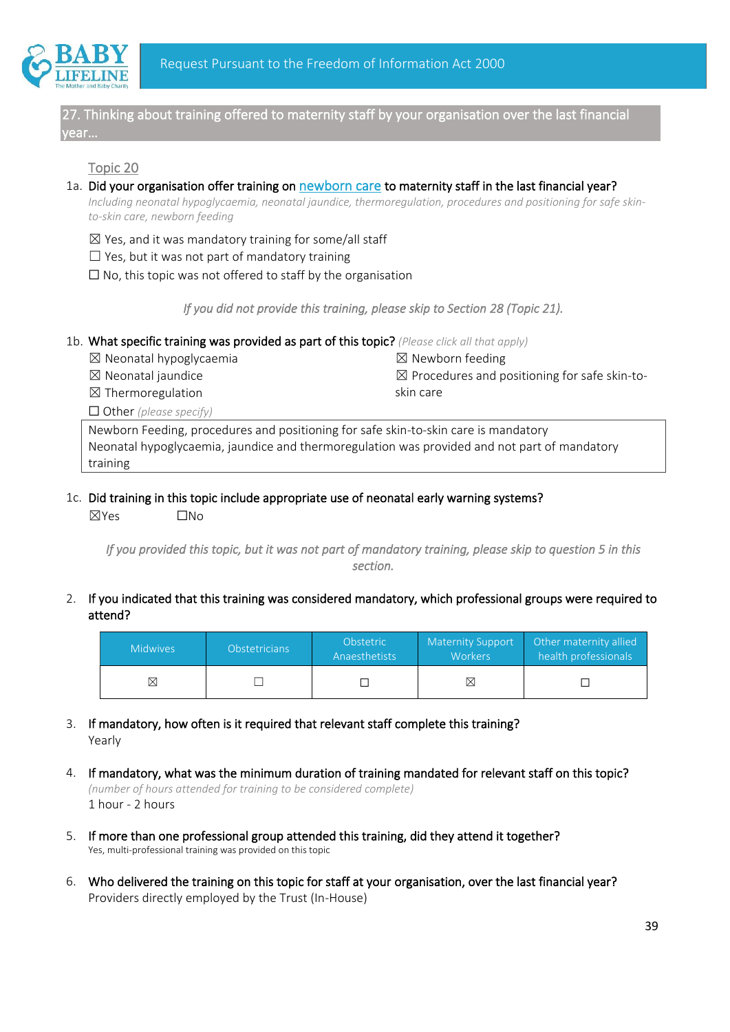## 27. Thinking about training offered to maternity staff by your organisation over the last financial year…

Topic 20

1a. **Did your organisation offer training on newborn care to maternity staff in the last financial year?**
*Including neonatal hypoglycaemia, neonatal jaundice, thermoregulation, procedures and positioning for safe skin-to-skin care, newborn feeding*

☒ Yes, and it was mandatory training for some/all staff
☐ Yes, but it was not part of mandatory training
☐ No, this topic was not offered to staff by the organisation

*If you did not provide this training, please skip to Section 28 (Topic 21).*

1b. **What specific training was provided as part of this topic?** *(Please click all that apply)*

☒ Neonatal hypoglycaemia
☒ Neonatal jaundice
☒ Thermoregulation
☒ Newborn feeding
☒ Procedures and positioning for safe skin-to-skin care
☐ Other *(please specify)*

Newborn Feeding, procedures and positioning for safe skin-to-skin care is mandatory
Neonatal hypoglycaemia, jaundice and thermoregulation was provided and not part of mandatory training

1c. **Did training in this topic include appropriate use of neonatal early warning systems?**
☒Yes ☐No

*If you provided this topic, but it was not part of mandatory training, please skip to question 5 in this section.*

2. **If you indicated that this training was considered mandatory, which professional groups were required to attend?**

| Midwives | Obstetricians | Obstetric Anaesthetists | Maternity Support Workers | Other maternity allied health professionals |
|---|---|---|---|---|
| ☒ | ☐ | ☐ | ☒ | ☐ |

3. **If mandatory, how often is it required that relevant staff complete this training?**
Yearly

4. **If mandatory, what was the minimum duration of training mandated for relevant staff on this topic?**
*(number of hours attended for training to be considered complete)*
1 hour - 2 hours

5. **If more than one professional group attended this training, did they attend it together?**
Yes, multi-professional training was provided on this topic

6. **Who delivered the training on this topic for staff at your organisation, over the last financial year?**
Providers directly employed by the Trust (In-House)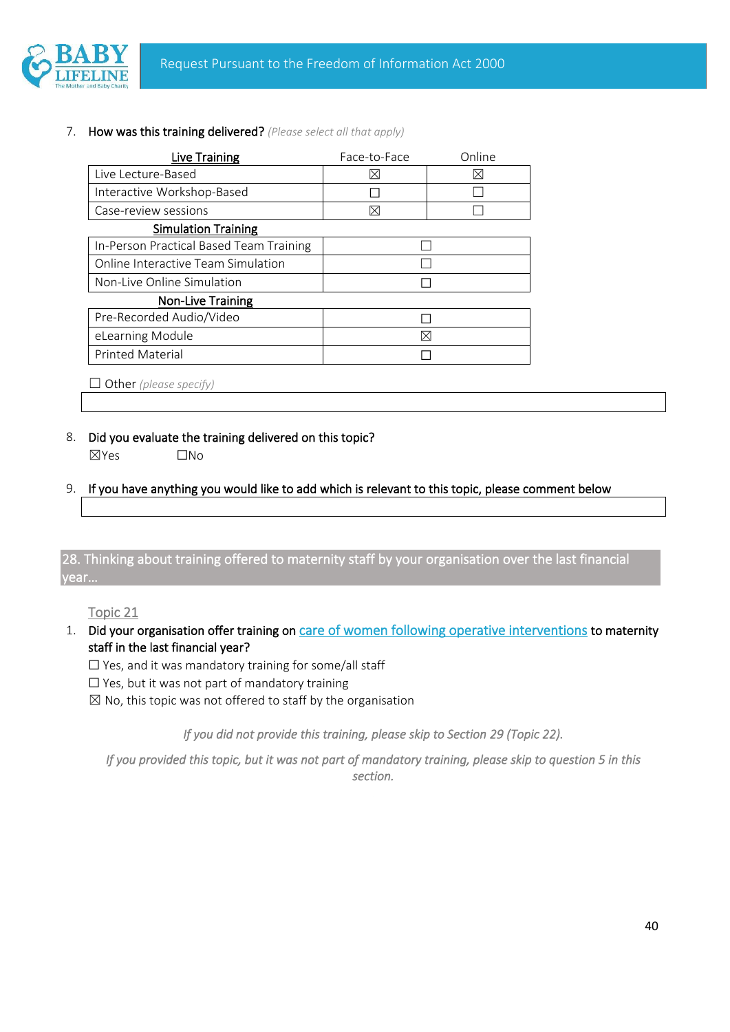7. **How was this training delivered?** *(Please select all that apply)*

| Live Training | Face-to-Face | Online |
|---|---|---|
| Live Lecture-Based | ☒ | ☒ |
| Interactive Workshop-Based | ☐ | ☐ |
| Case-review sessions | ☒ | ☐ |
| **Simulation Training** | | |
| In-Person Practical Based Team Training | ☐ | |
| Online Interactive Team Simulation | ☐ | |
| Non-Live Online Simulation | ☐ | |
| **Non-Live Training** | | |
| Pre-Recorded Audio/Video | ☐ | |
| eLearning Module | ☒ | |
| Printed Material | ☐ | |

☐ Other *(please specify)*

8. **Did you evaluate the training delivered on this topic?**

☒Yes ☐No

9. **If you have anything you would like to add which is relevant to this topic, please comment below**

## 28. Thinking about training offered to maternity staff by your organisation over the last financial year…

Topic 21

1. **Did your organisation offer training on care of women following operative interventions to maternity staff in the last financial year?**

☐ Yes, and it was mandatory training for some/all staff
☐ Yes, but it was not part of mandatory training
☒ No, this topic was not offered to staff by the organisation

*If you did not provide this training, please skip to Section 29 (Topic 22).*

*If you provided this topic, but it was not part of mandatory training, please skip to question 5 in this section.*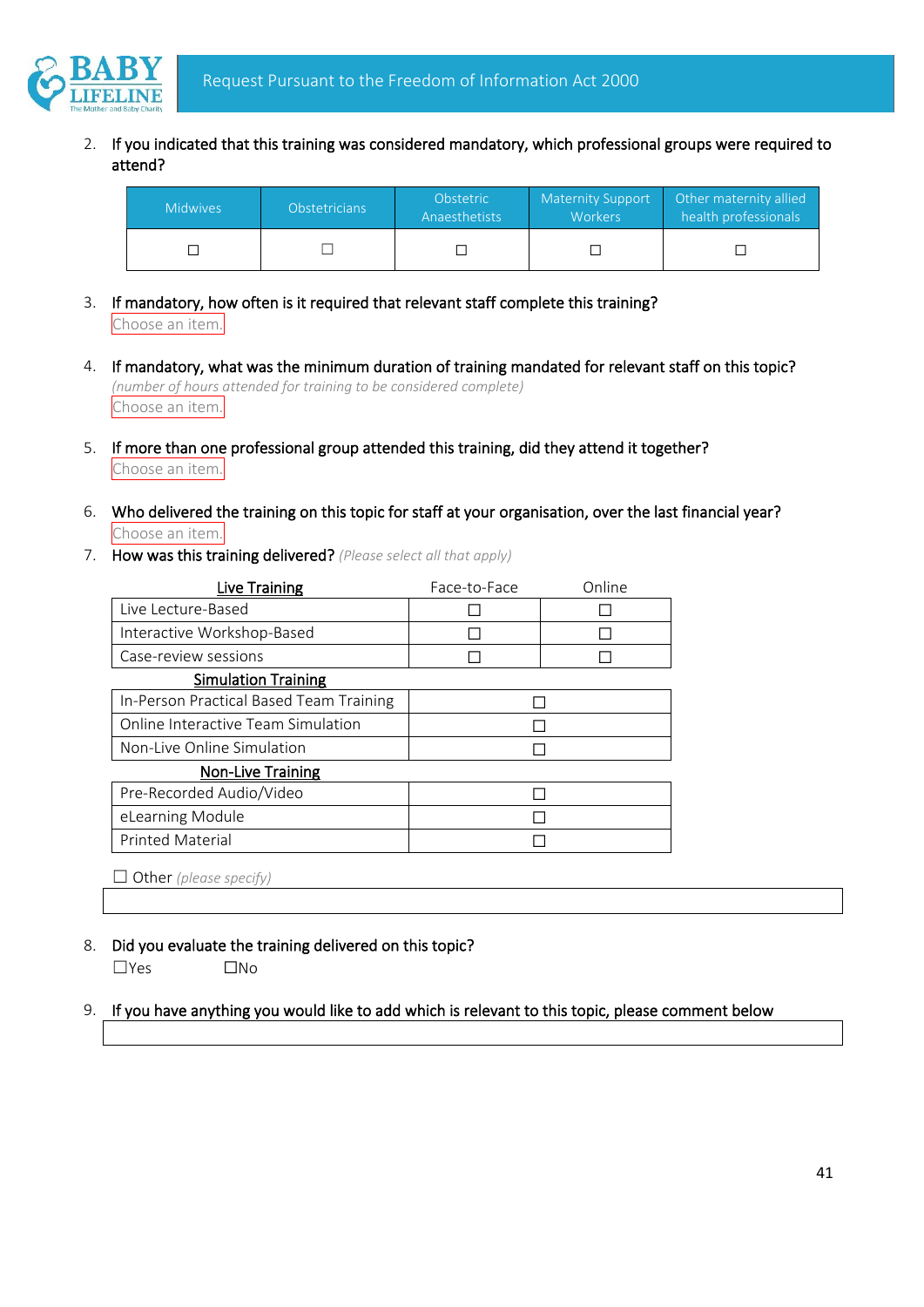2. If you indicated that this training was considered mandatory, which professional groups were required to attend?

| Midwives | Obstetricians | Obstetric Anaesthetists | Maternity Support Workers | Other maternity allied health professionals |
|---|---|---|---|---|
| ☐ | ☐ | ☐ | ☐ | ☐ |

3. If mandatory, how often is it required that relevant staff complete this training?
   Choose an item.

4. If mandatory, what was the minimum duration of training mandated for relevant staff on this topic?
   *(number of hours attended for training to be considered complete)*
   Choose an item.

5. If more than one professional group attended this training, did they attend it together?
   Choose an item.

6. Who delivered the training on this topic for staff at your organisation, over the last financial year?
   Choose an item.

7. How was this training delivered? *(Please select all that apply)*

| Live Training | Face-to-Face | Online |
|---|---|---|
| Live Lecture-Based | ☐ | ☐ |
| Interactive Workshop-Based | ☐ | ☐ |
| Case-review sessions | ☐ | ☐ |
| **Simulation Training** | | |
| In-Person Practical Based Team Training | ☐ | |
| Online Interactive Team Simulation | ☐ | |
| Non-Live Online Simulation | ☐ | |
| **Non-Live Training** | | |
| Pre-Recorded Audio/Video | ☐ | |
| eLearning Module | ☐ | |
| Printed Material | ☐ | |

☐ Other *(please specify)*

8. Did you evaluate the training delivered on this topic?
   ☐Yes ☐No

9. If you have anything you would like to add which is relevant to this topic, please comment below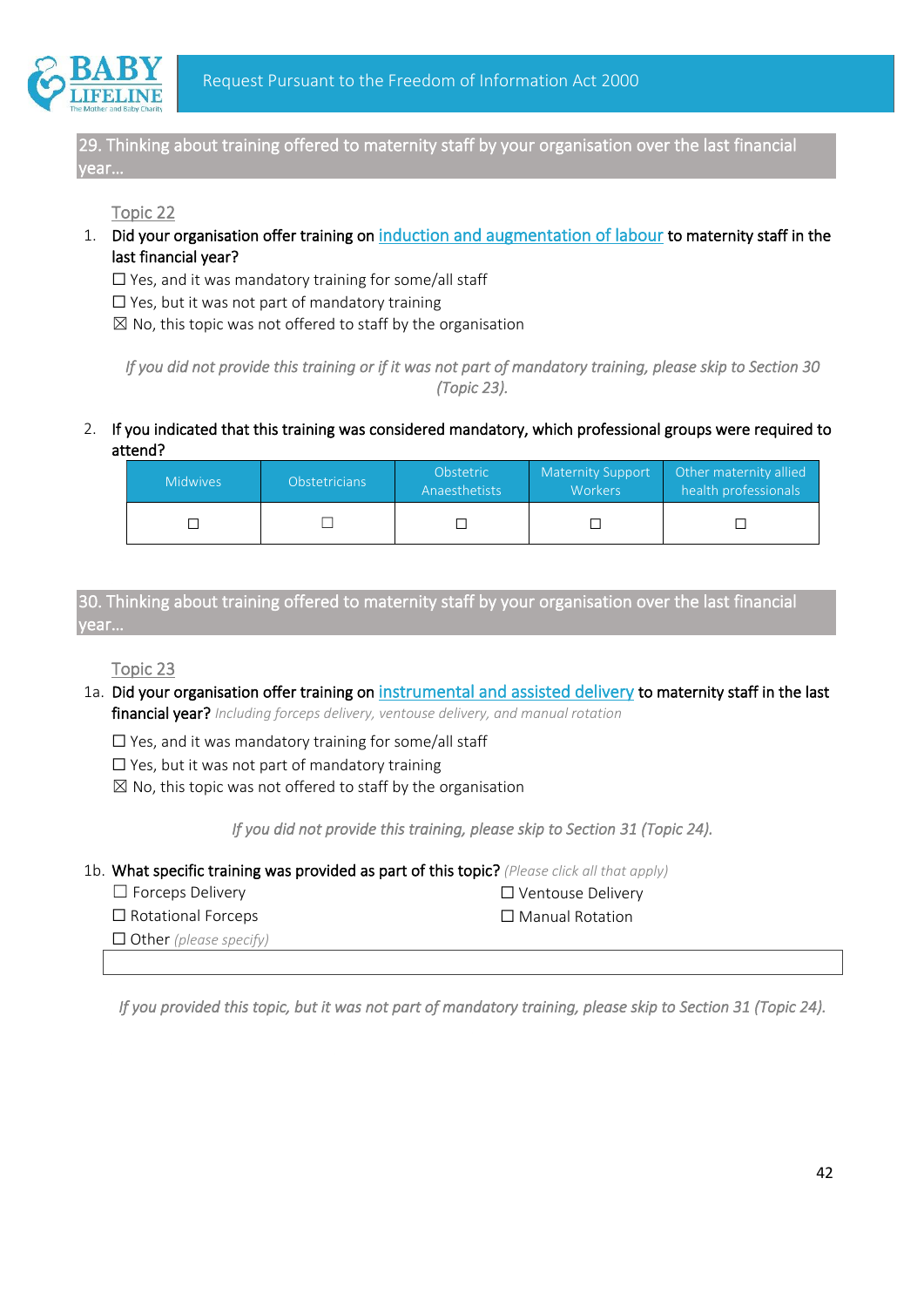## 29. Thinking about training offered to maternity staff by your organisation over the last financial year…

Topic 22

1. **Did your organisation offer training on** induction and augmentation of labour **to maternity staff in the last financial year?**

   ☐ Yes, and it was mandatory training for some/all staff
   ☐ Yes, but it was not part of mandatory training
   ☒ No, this topic was not offered to staff by the organisation

*If you did not provide this training or if it was not part of mandatory training, please skip to Section 30 (Topic 23).*

2. **If you indicated that this training was considered mandatory, which professional groups were required to attend?**

| Midwives | Obstetricians | Obstetric Anaesthetists | Maternity Support Workers | Other maternity allied health professionals |
|---|---|---|---|---|
| ☐ | ☐ | ☐ | ☐ | ☐ |

## 30. Thinking about training offered to maternity staff by your organisation over the last financial year…

Topic 23

1a. **Did your organisation offer training on** instrumental and assisted delivery **to maternity staff in the last financial year?** *Including forceps delivery, ventouse delivery, and manual rotation*

☐ Yes, and it was mandatory training for some/all staff
☐ Yes, but it was not part of mandatory training
☒ No, this topic was not offered to staff by the organisation

*If you did not provide this training, please skip to Section 31 (Topic 24).*

1b. **What specific training was provided as part of this topic?** *(Please click all that apply)*

☐ Forceps Delivery
☐ Ventouse Delivery
☐ Rotational Forceps
☐ Manual Rotation
☐ Other *(please specify)*

*If you provided this topic, but it was not part of mandatory training, please skip to Section 31 (Topic 24).*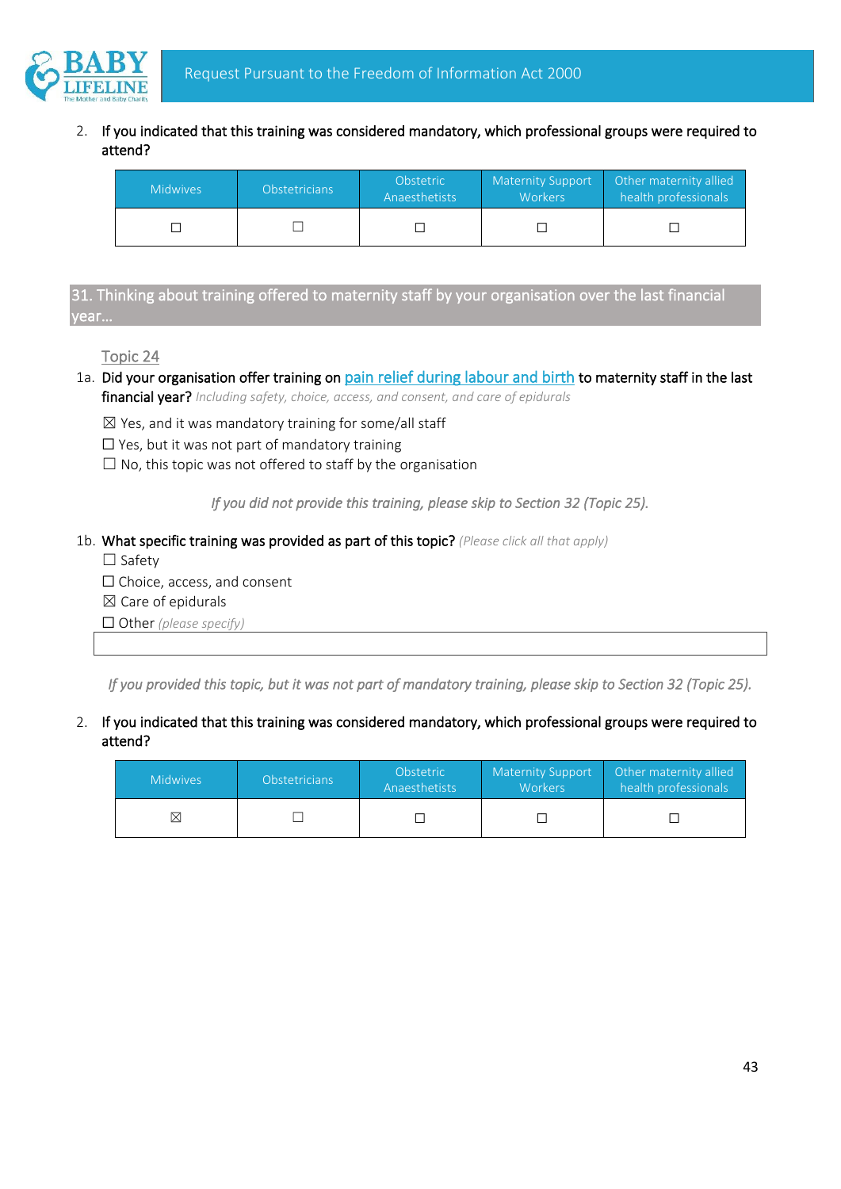2. **If you indicated that this training was considered mandatory, which professional groups were required to attend?**

| Midwives | Obstetricians | Obstetric Anaesthetists | Maternity Support Workers | Other maternity allied health professionals |
|---|---|---|---|---|
| ☐ | ☐ | ☐ | ☐ | ☐ |

## 31. Thinking about training offered to maternity staff by your organisation over the last financial year...

Topic 24

1a. **Did your organisation offer training on pain relief during labour and birth to maternity staff in the last financial year?** *Including safety, choice, access, and consent, and care of epidurals*

☒ Yes, and it was mandatory training for some/all staff
☐ Yes, but it was not part of mandatory training
☐ No, this topic was not offered to staff by the organisation

*If you did not provide this training, please skip to Section 32 (Topic 25).*

1b. **What specific training was provided as part of this topic?** *(Please click all that apply)*

☐ Safety
☐ Choice, access, and consent
☒ Care of epidurals
☐ Other *(please specify)*

*If you provided this topic, but it was not part of mandatory training, please skip to Section 32 (Topic 25).*

2. **If you indicated that this training was considered mandatory, which professional groups were required to attend?**

| Midwives | Obstetricians | Obstetric Anaesthetists | Maternity Support Workers | Other maternity allied health professionals |
|---|---|---|---|---|
| ☒ | ☐ | ☐ | ☐ | ☐ |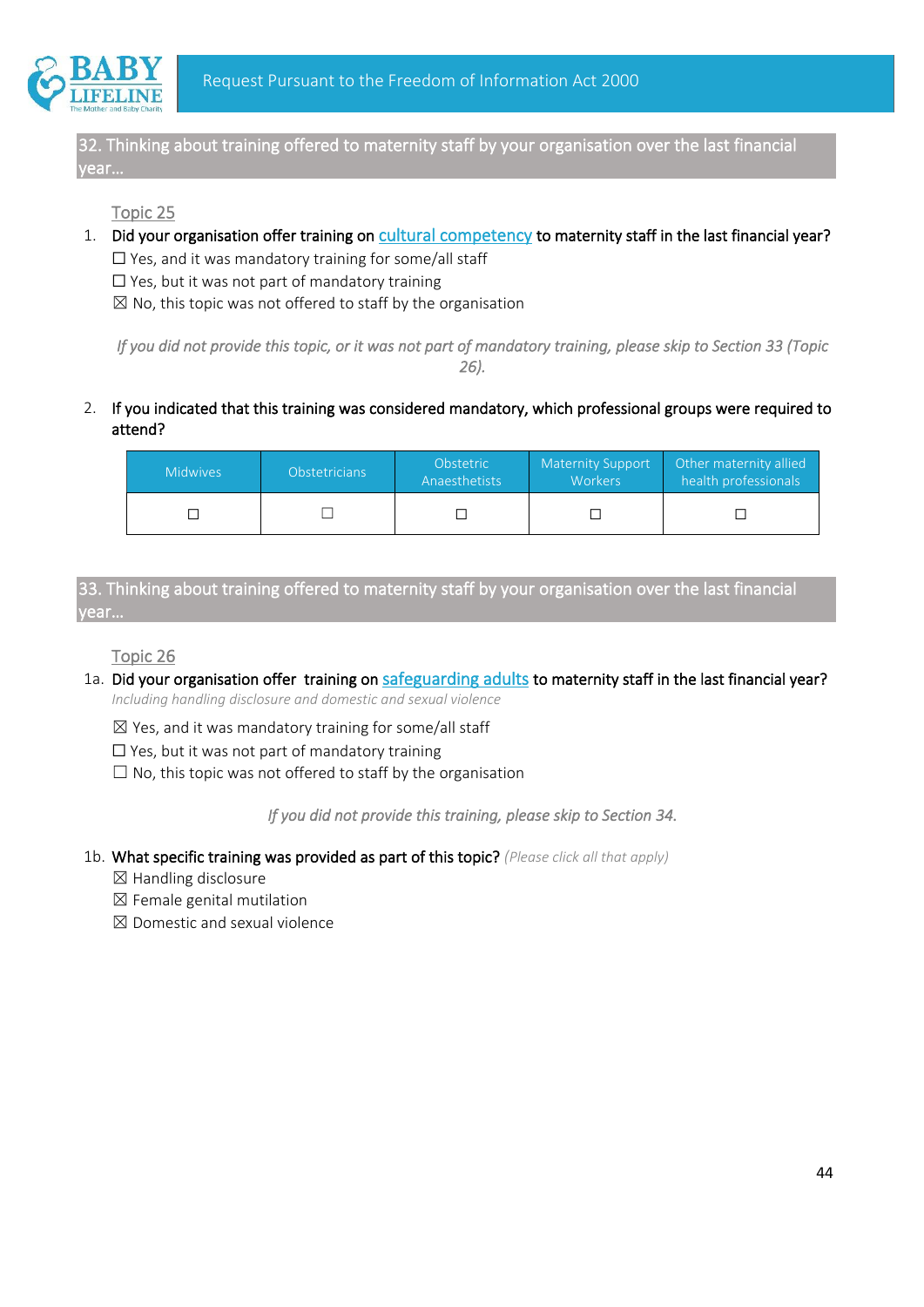## 32. Thinking about training offered to maternity staff by your organisation over the last financial year…

Topic 25

1. **Did your organisation offer training on cultural competency to maternity staff in the last financial year?**
   ☐ Yes, and it was mandatory training for some/all staff
   ☐ Yes, but it was not part of mandatory training
   ☒ No, this topic was not offered to staff by the organisation

*If you did not provide this topic, or it was not part of mandatory training, please skip to Section 33 (Topic 26).*

2. **If you indicated that this training was considered mandatory, which professional groups were required to attend?**

| Midwives | Obstetricians | Obstetric Anaesthetists | Maternity Support Workers | Other maternity allied health professionals |
|---|---|---|---|---|
| ☐ | ☐ | ☐ | ☐ | ☐ |

## 33. Thinking about training offered to maternity staff by your organisation over the last financial year…

Topic 26

1a. **Did your organisation offer training on safeguarding adults to maternity staff in the last financial year?**
*Including handling disclosure and domestic and sexual violence*

☒ Yes, and it was mandatory training for some/all staff
☐ Yes, but it was not part of mandatory training
☐ No, this topic was not offered to staff by the organisation

*If you did not provide this training, please skip to Section 34.*

1b. **What specific training was provided as part of this topic?** *(Please click all that apply)*
☒ Handling disclosure
☒ Female genital mutilation
☒ Domestic and sexual violence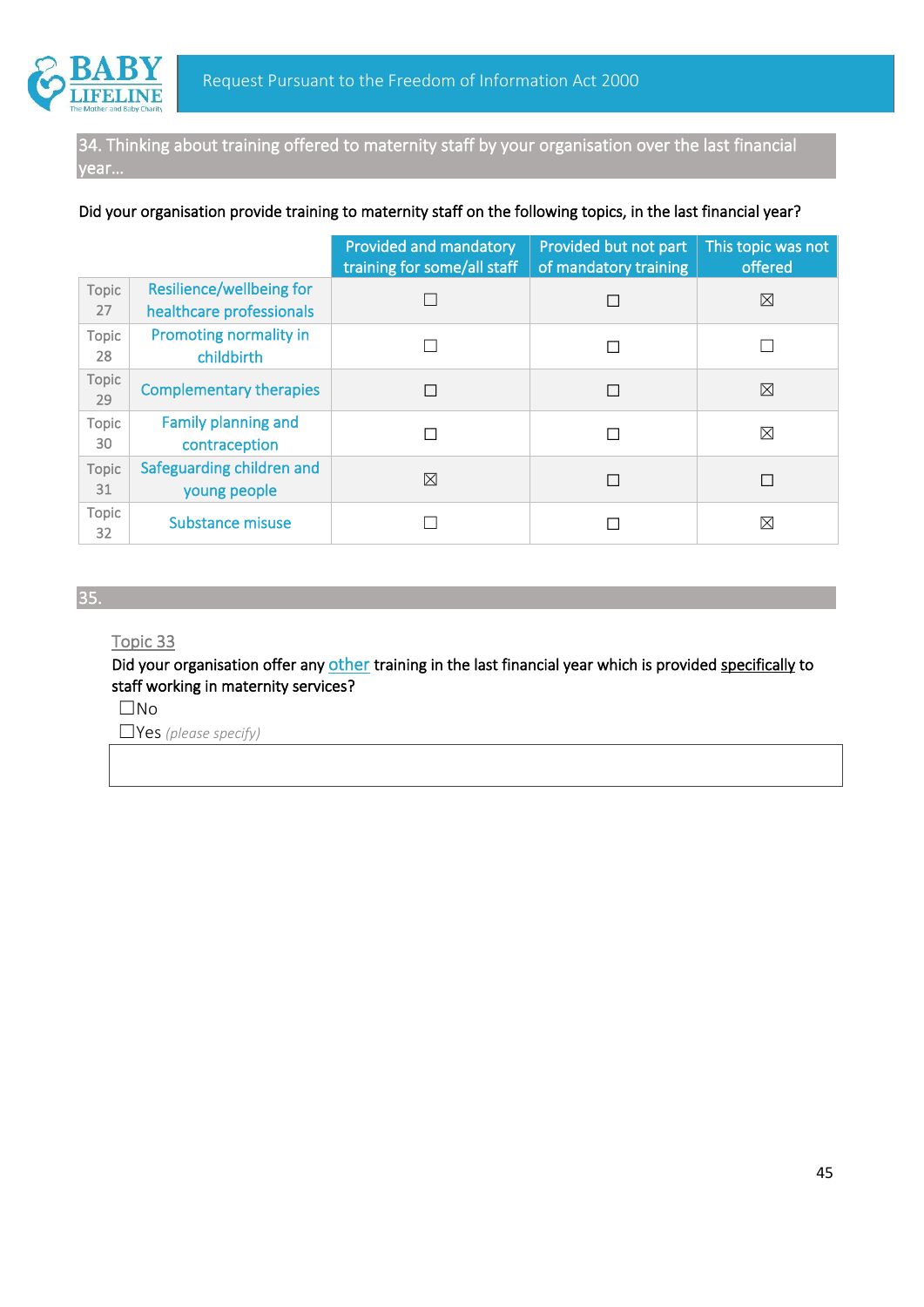## 34. Thinking about training offered to maternity staff by your organisation over the last financial year…

Did your organisation provide training to maternity staff on the following topics, in the last financial year?

| | | Provided and mandatory training for some/all staff | Provided but not part of mandatory training | This topic was not offered |
|---|---|---|---|---|
| Topic 27 | Resilience/wellbeing for healthcare professionals | ☐ | ☐ | ☒ |
| Topic 28 | Promoting normality in childbirth | ☐ | ☐ | ☐ |
| Topic 29 | Complementary therapies | ☐ | ☐ | ☒ |
| Topic 30 | Family planning and contraception | ☐ | ☐ | ☒ |
| Topic 31 | Safeguarding children and young people | ☒ | ☐ | ☐ |
| Topic 32 | Substance misuse | ☐ | ☐ | ☒ |

## 35.

Topic 33

Did your organisation offer any <u>other</u> training in the last financial year which is provided <u>specifically</u> to staff working in maternity services?

☐No

☐Yes *(please specify)*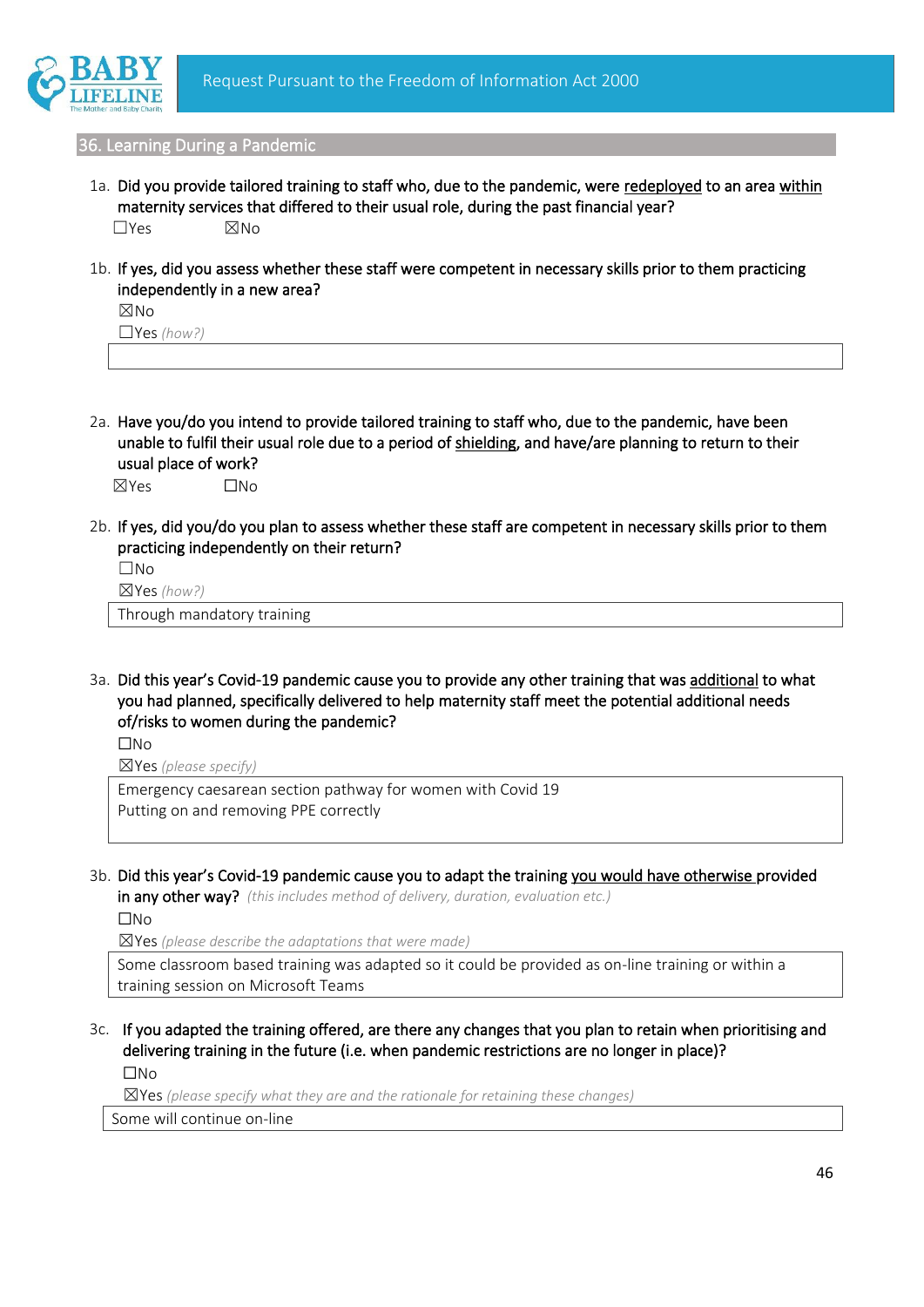## 36. Learning During a Pandemic

1a. **Did you provide tailored training to staff who, due to the pandemic, were redeployed to an area within maternity services that differed to their usual role, during the past financial year?**

☐Yes ☒No

1b. **If yes, did you assess whether these staff were competent in necessary skills prior to them practicing independently in a new area?**

☒No

☐Yes *(how?)*

2a. **Have you/do you intend to provide tailored training to staff who, due to the pandemic, have been unable to fulfil their usual role due to a period of shielding, and have/are planning to return to their usual place of work?**

☒Yes ☐No

2b. **If yes, did you/do you plan to assess whether these staff are competent in necessary skills prior to them practicing independently on their return?**

☐No

☒Yes *(how?)*

Through mandatory training

3a. **Did this year's Covid-19 pandemic cause you to provide any other training that was additional to what you had planned, specifically delivered to help maternity staff meet the potential additional needs of/risks to women during the pandemic?**

☐No

☒Yes *(please specify)*

Emergency caesarean section pathway for women with Covid 19
Putting on and removing PPE correctly

3b. **Did this year's Covid-19 pandemic cause you to adapt the training you would have otherwise provided in any other way?** *(this includes method of delivery, duration, evaluation etc.)*

☐No

☒Yes *(please describe the adaptations that were made)*

Some classroom based training was adapted so it could be provided as on-line training or within a training session on Microsoft Teams

3c. **If you adapted the training offered, are there any changes that you plan to retain when prioritising and delivering training in the future (i.e. when pandemic restrictions are no longer in place)?**

☐No

☒Yes *(please specify what they are and the rationale for retaining these changes)*

Some will continue on-line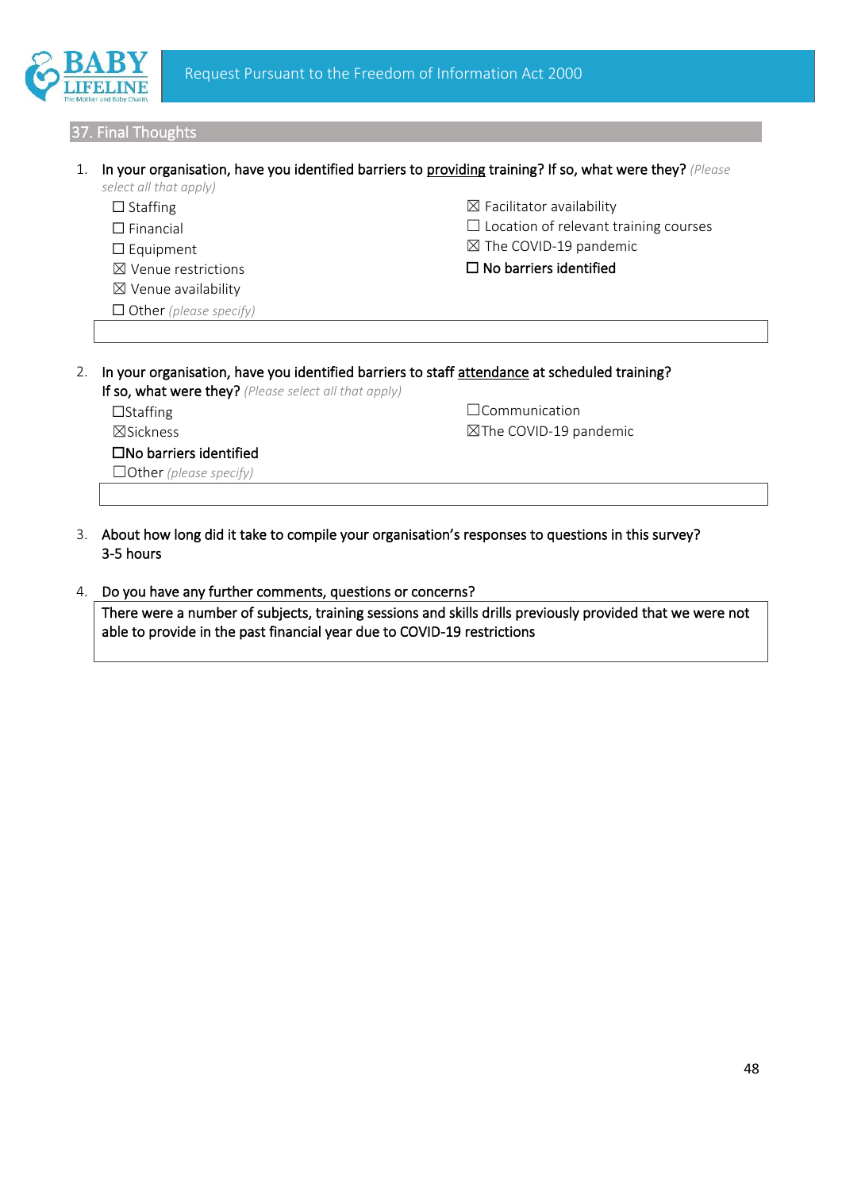## 37. Final Thoughts

1. In your organisation, have you identified barriers to providing training? If so, what were they? *(Please select all that apply)*

   ☐ Staffing
   ☐ Financial
   ☐ Equipment
   ☒ Venue restrictions
   ☒ Venue availability
   ☐ Other *(please specify)*
   ☒ Facilitator availability
   ☐ Location of relevant training courses
   ☒ The COVID-19 pandemic
   ☐ **No barriers identified**

2. In your organisation, have you identified barriers to staff attendance at scheduled training? If so, what were they? *(Please select all that apply)*

   ☐Staffing
   ☒Sickness
   ☐**No barriers identified**
   ☐Other *(please specify)*
   ☐Communication
   ☒The COVID-19 pandemic

3. About how long did it take to compile your organisation's responses to questions in this survey?
   3-5 hours

4. Do you have any further comments, questions or concerns?

   There were a number of subjects, training sessions and skills drills previously provided that we were not able to provide in the past financial year due to COVID-19 restrictions